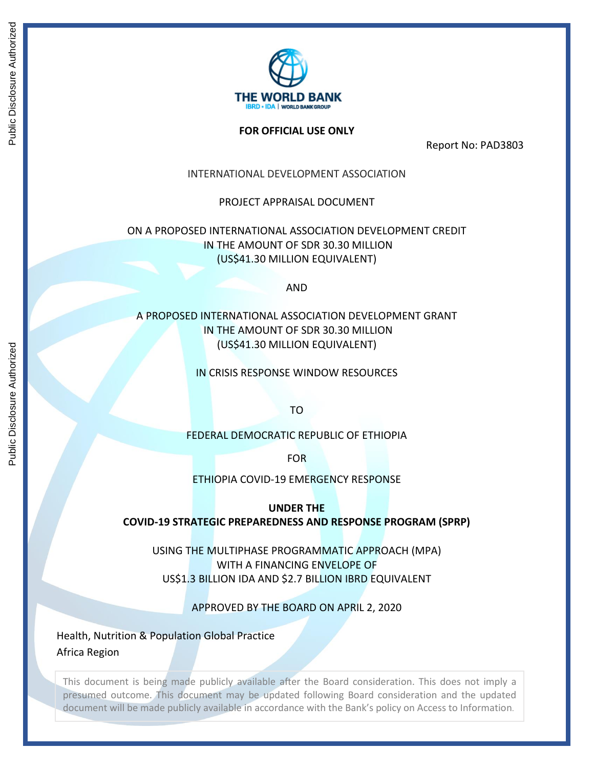**FOR OFFICIAL USE ONLY**

Report No: PAD3803

INTERNATIONAL DEVELOPMENT ASSOCIATION

PROJECT APPRAISAL DOCUMENT

ON A PROPOSED INTERNATIONAL ASSOCIATION DEVELOPMENT CREDIT
IN THE AMOUNT OF SDR 30.30 MILLION
(US$41.30 MILLION EQUIVALENT)

AND

A PROPOSED INTERNATIONAL ASSOCIATION DEVELOPMENT GRANT
IN THE AMOUNT OF SDR 30.30 MILLION
(US$41.30 MILLION EQUIVALENT)

IN CRISIS RESPONSE WINDOW RESOURCES

TO

FEDERAL DEMOCRATIC REPUBLIC OF ETHIOPIA

FOR

ETHIOPIA COVID-19 EMERGENCY RESPONSE

**UNDER THE**
**COVID-19 STRATEGIC PREPAREDNESS AND RESPONSE PROGRAM (SPRP)**

USING THE MULTIPHASE PROGRAMMATIC APPROACH (MPA)
WITH A FINANCING ENVELOPE OF
US$1.3 BILLION IDA AND $2.7 BILLION IBRD EQUIVALENT

APPROVED BY THE BOARD ON APRIL 2, 2020

Health, Nutrition & Population Global Practice
Africa Region

This document is being made publicly available after the Board consideration. This does not imply a presumed outcome. This document may be updated following Board consideration and the updated document will be made publicly available in accordance with the Bank's policy on Access to Information.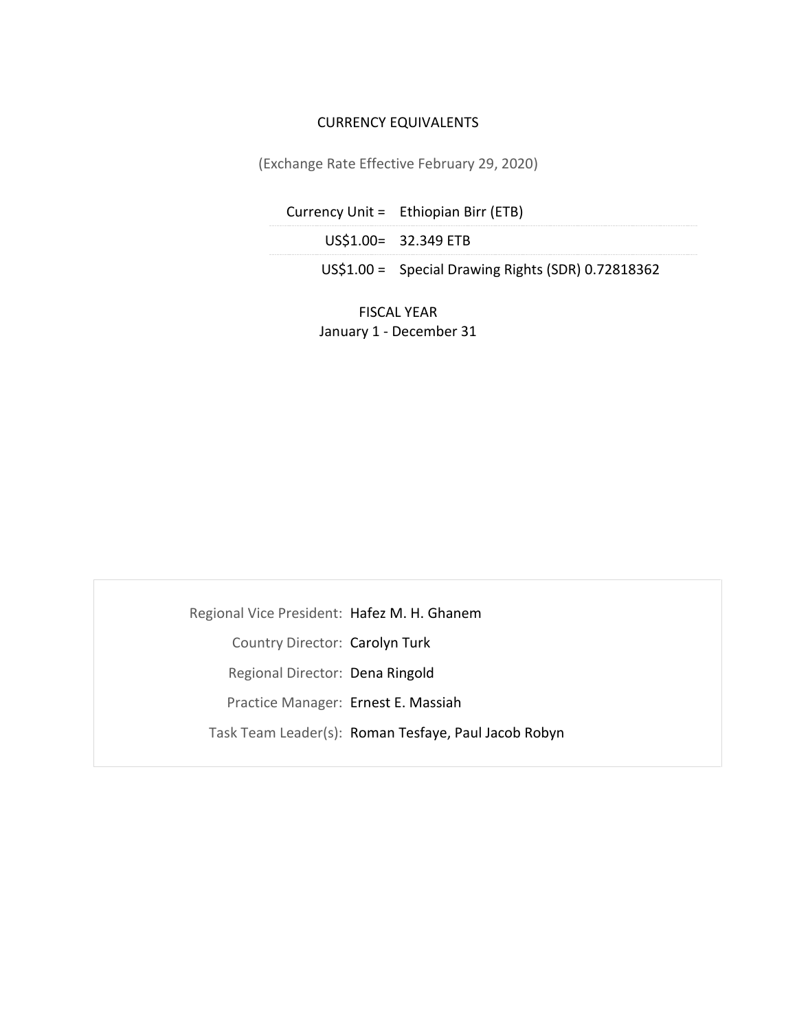CURRENCY EQUIVALENTS

(Exchange Rate Effective February 29, 2020)

| Currency Unit = | Ethiopian Birr (ETB) |
|---|---|
| US$1.00= | 32.349 ETB |
| US$1.00 = | Special Drawing Rights (SDR) 0.72818362 |

FISCAL YEAR
January 1 - December 31

| | |
|---|---|
| Regional Vice President: | Hafez M. H. Ghanem |
| Country Director: | Carolyn Turk |
| Regional Director: | Dena Ringold |
| Practice Manager: | Ernest E. Massiah |
| Task Team Leader(s): | Roman Tesfaye, Paul Jacob Robyn |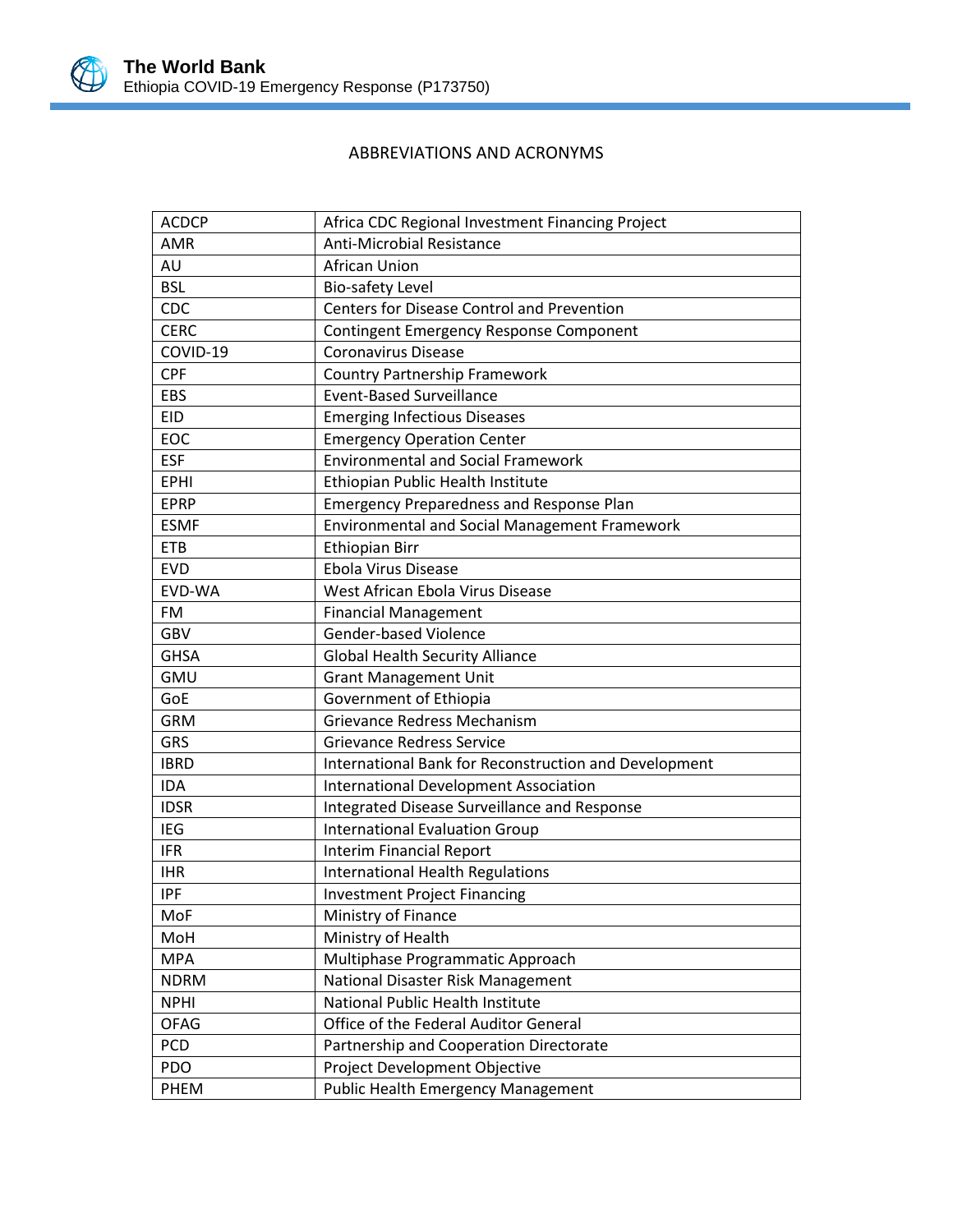# ABBREVIATIONS AND ACRONYMS

| | |
|---|---|
| ACDCP | Africa CDC Regional Investment Financing Project |
| AMR | Anti-Microbial Resistance |
| AU | African Union |
| BSL | Bio-safety Level |
| CDC | Centers for Disease Control and Prevention |
| CERC | Contingent Emergency Response Component |
| COVID-19 | Coronavirus Disease |
| CPF | Country Partnership Framework |
| EBS | Event-Based Surveillance |
| EID | Emerging Infectious Diseases |
| EOC | Emergency Operation Center |
| ESF | Environmental and Social Framework |
| EPHI | Ethiopian Public Health Institute |
| EPRP | Emergency Preparedness and Response Plan |
| ESMF | Environmental and Social Management Framework |
| ETB | Ethiopian Birr |
| EVD | Ebola Virus Disease |
| EVD-WA | West African Ebola Virus Disease |
| FM | Financial Management |
| GBV | Gender-based Violence |
| GHSA | Global Health Security Alliance |
| GMU | Grant Management Unit |
| GoE | Government of Ethiopia |
| GRM | Grievance Redress Mechanism |
| GRS | Grievance Redress Service |
| IBRD | International Bank for Reconstruction and Development |
| IDA | International Development Association |
| IDSR | Integrated Disease Surveillance and Response |
| IEG | International Evaluation Group |
| IFR | Interim Financial Report |
| IHR | International Health Regulations |
| IPF | Investment Project Financing |
| MoF | Ministry of Finance |
| MoH | Ministry of Health |
| MPA | Multiphase Programmatic Approach |
| NDRM | National Disaster Risk Management |
| NPHI | National Public Health Institute |
| OFAG | Office of the Federal Auditor General |
| PCD | Partnership and Cooperation Directorate |
| PDO | Project Development Objective |
| PHEM | Public Health Emergency Management |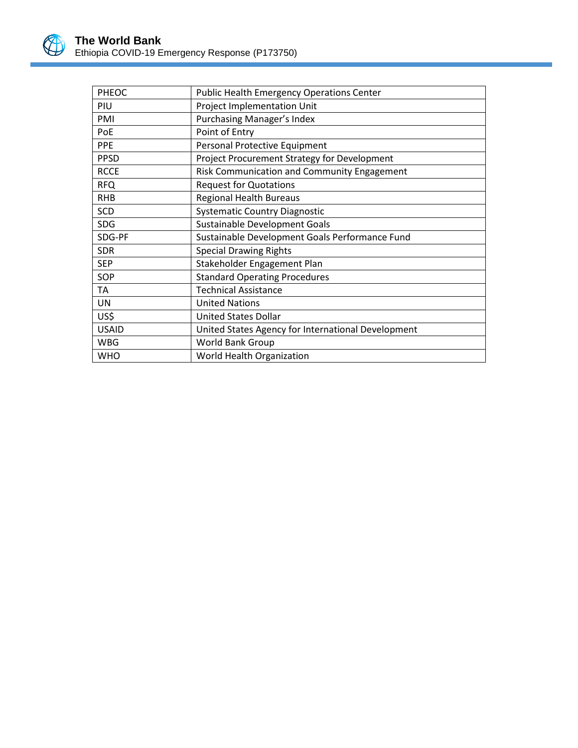| | |
|---|---|
| PHEOC | Public Health Emergency Operations Center |
| PIU | Project Implementation Unit |
| PMI | Purchasing Manager's Index |
| PoE | Point of Entry |
| PPE | Personal Protective Equipment |
| PPSD | Project Procurement Strategy for Development |
| RCCE | Risk Communication and Community Engagement |
| RFQ | Request for Quotations |
| RHB | Regional Health Bureaus |
| SCD | Systematic Country Diagnostic |
| SDG | Sustainable Development Goals |
| SDG-PF | Sustainable Development Goals Performance Fund |
| SDR | Special Drawing Rights |
| SEP | Stakeholder Engagement Plan |
| SOP | Standard Operating Procedures |
| TA | Technical Assistance |
| UN | United Nations |
| US$ | United States Dollar |
| USAID | United States Agency for International Development |
| WBG | World Bank Group |
| WHO | World Health Organization |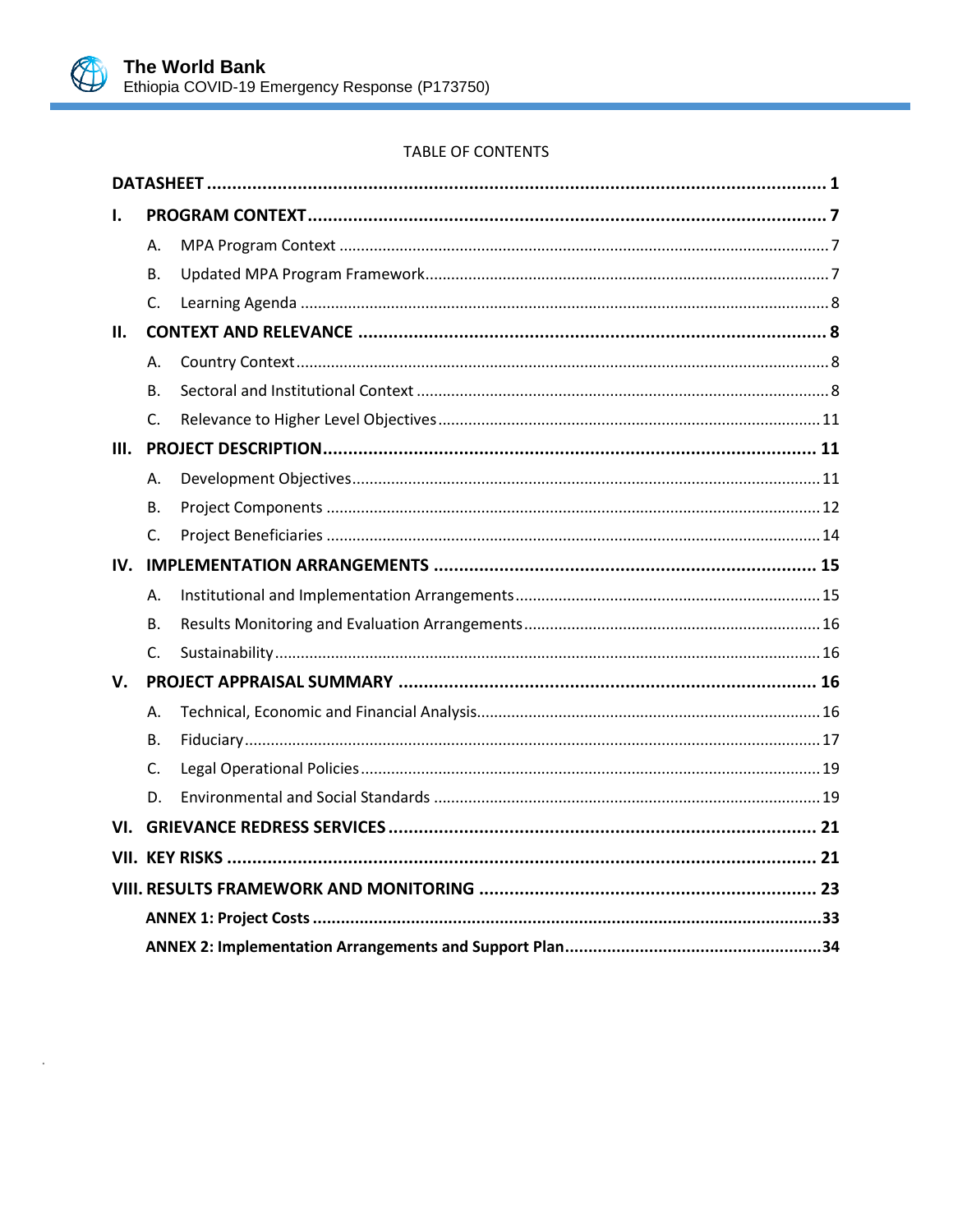TABLE OF CONTENTS

**DATASHEET** ........................................................................ **1**

**I. PROGRAM CONTEXT** ........................................................................ **7**

- A. MPA Program Context ........................................................................ 7
- B. Updated MPA Program Framework ........................................................................ 7
- C. Learning Agenda ........................................................................ 8

**II. CONTEXT AND RELEVANCE** ........................................................................ **8**

- A. Country Context ........................................................................ 8
- B. Sectoral and Institutional Context ........................................................................ 8
- C. Relevance to Higher Level Objectives ........................................................................ 11

**III. PROJECT DESCRIPTION** ........................................................................ **11**

- A. Development Objectives ........................................................................ 11
- B. Project Components ........................................................................ 12
- C. Project Beneficiaries ........................................................................ 14

**IV. IMPLEMENTATION ARRANGEMENTS** ........................................................................ **15**

- A. Institutional and Implementation Arrangements ........................................................................ 15
- B. Results Monitoring and Evaluation Arrangements ........................................................................ 16
- C. Sustainability ........................................................................ 16

**V. PROJECT APPRAISAL SUMMARY** ........................................................................ **16**

- A. Technical, Economic and Financial Analysis ........................................................................ 16
- B. Fiduciary ........................................................................ 17
- C. Legal Operational Policies ........................................................................ 19
- D. Environmental and Social Standards ........................................................................ 19

**VI. GRIEVANCE REDRESS SERVICES** ........................................................................ **21**

**VII. KEY RISKS** ........................................................................ **21**

**VIII. RESULTS FRAMEWORK AND MONITORING** ........................................................................ **23**

**ANNEX 1: Project Costs** ........................................................................ **33**

**ANNEX 2: Implementation Arrangements and Support Plan** ........................................................................ **34**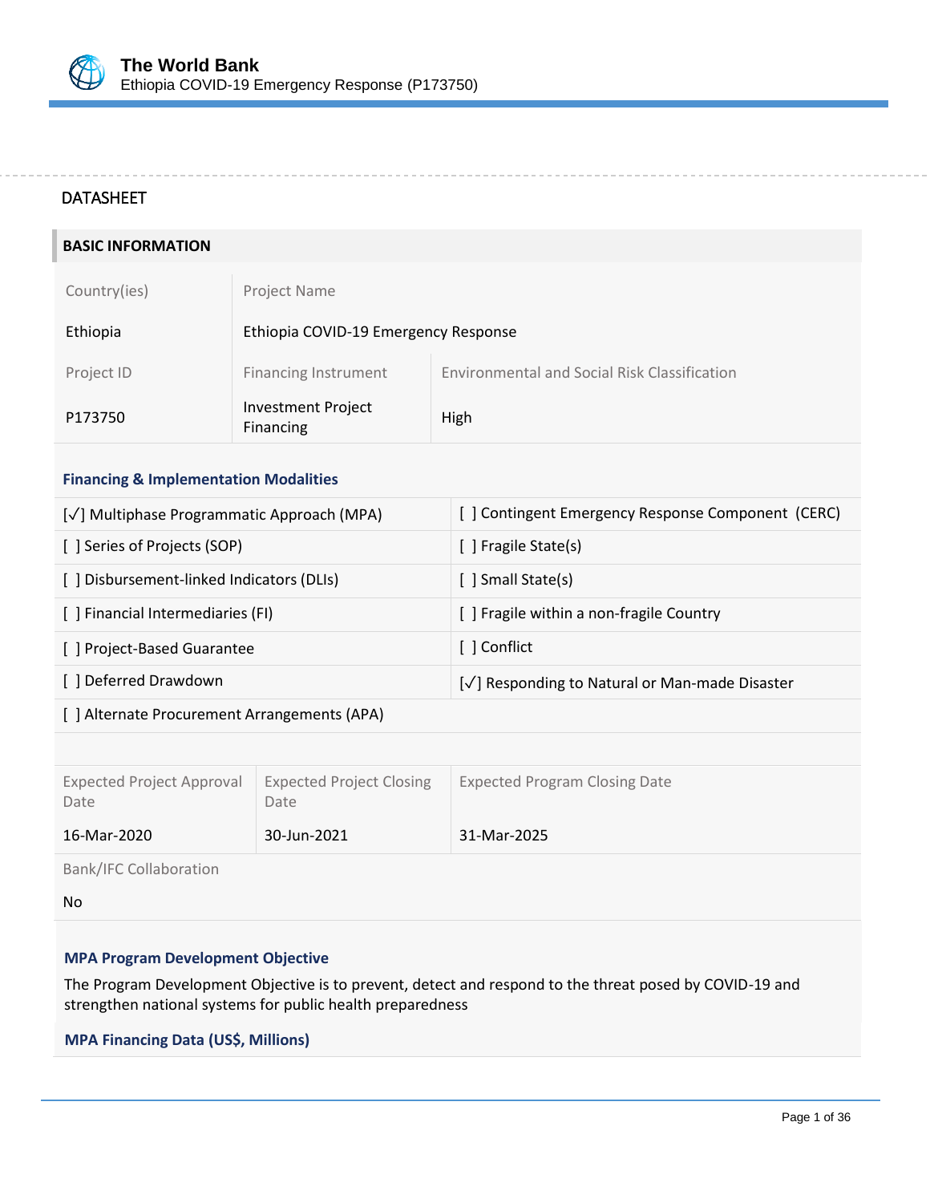DATASHEET

## BASIC INFORMATION

| Country(ies) | Project Name | |
|---|---|---|
| Ethiopia | Ethiopia COVID-19 Emergency Response | |
| Project ID | Financing Instrument | Environmental and Social Risk Classification |
| P173750 | Investment Project Financing | High |

### Financing & Implementation Modalities

| | |
|---|---|
| [✓] Multiphase Programmatic Approach (MPA) | [ ] Contingent Emergency Response Component (CERC) |
| [ ] Series of Projects (SOP) | [ ] Fragile State(s) |
| [ ] Disbursement-linked Indicators (DLIs) | [ ] Small State(s) |
| [ ] Financial Intermediaries (FI) | [ ] Fragile within a non-fragile Country |
| [ ] Project-Based Guarantee | [ ] Conflict |
| [ ] Deferred Drawdown | [✓] Responding to Natural or Man-made Disaster |
| [ ] Alternate Procurement Arrangements (APA) | |

| Expected Project Approval Date | Expected Project Closing Date | Expected Program Closing Date |
|---|---|---|
| 16-Mar-2020 | 30-Jun-2021 | 31-Mar-2025 |

Bank/IFC Collaboration

No

### MPA Program Development Objective

The Program Development Objective is to prevent, detect and respond to the threat posed by COVID-19 and strengthen national systems for public health preparedness

### MPA Financing Data (US$, Millions)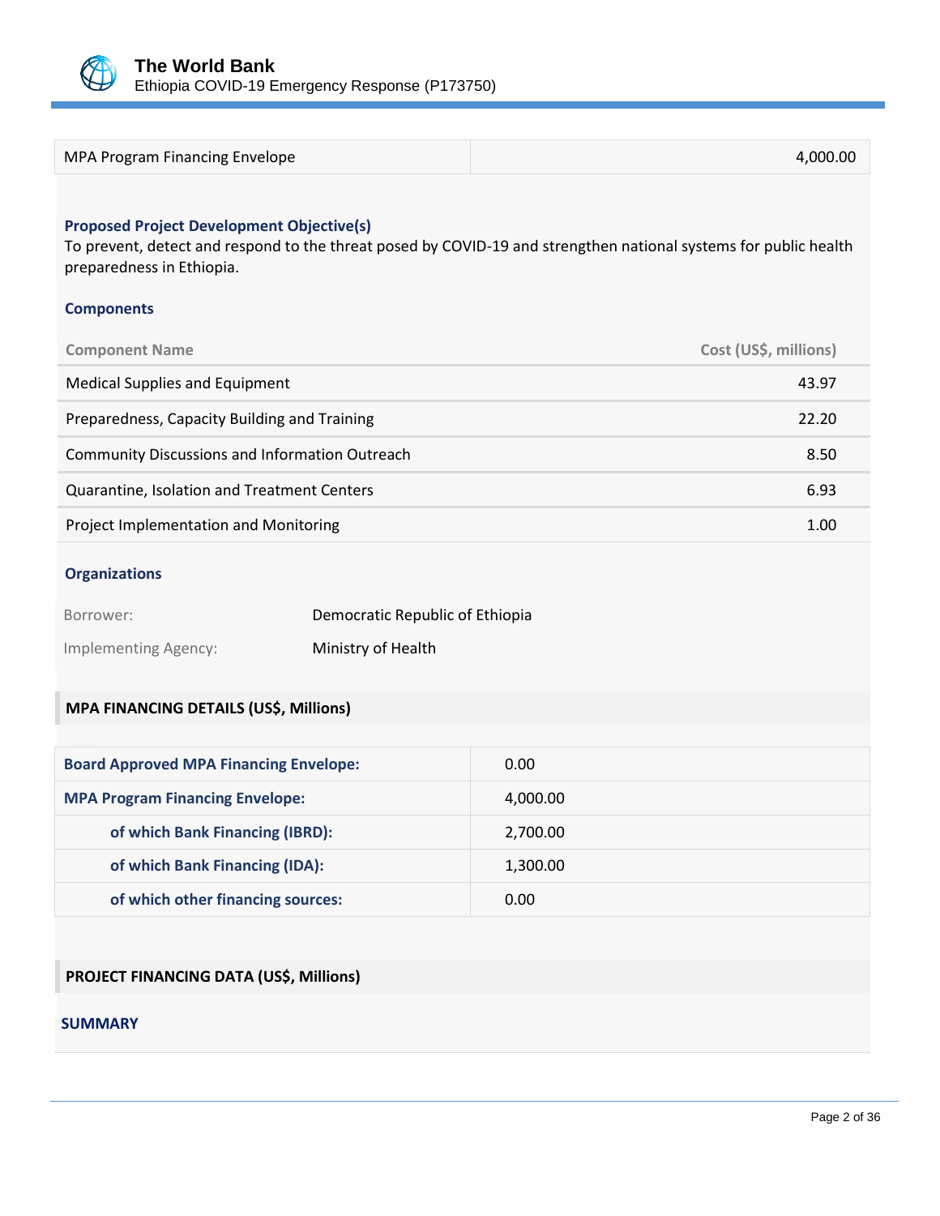| MPA Program Financing Envelope | 4,000.00 |
|---|---|

**Proposed Project Development Objective(s)**

To prevent, detect and respond to the threat posed by COVID-19 and strengthen national systems for public health preparedness in Ethiopia.

**Components**

| Component Name | Cost (US$, millions) |
|---|---|
| Medical Supplies and Equipment | 43.97 |
| Preparedness, Capacity Building and Training | 22.20 |
| Community Discussions and Information Outreach | 8.50 |
| Quarantine, Isolation and Treatment Centers | 6.93 |
| Project Implementation and Monitoring | 1.00 |

**Organizations**

| | |
|---|---|
| Borrower: | Democratic Republic of Ethiopia |
| Implementing Agency: | Ministry of Health |

**MPA FINANCING DETAILS (US$, Millions)**

| | |
|---|---|
| **Board Approved MPA Financing Envelope:** | 0.00 |
| **MPA Program Financing Envelope:** | 4,000.00 |
| **of which Bank Financing (IBRD):** | 2,700.00 |
| **of which Bank Financing (IDA):** | 1,300.00 |
| **of which other financing sources:** | 0.00 |

**PROJECT FINANCING DATA (US$, Millions)**

**SUMMARY**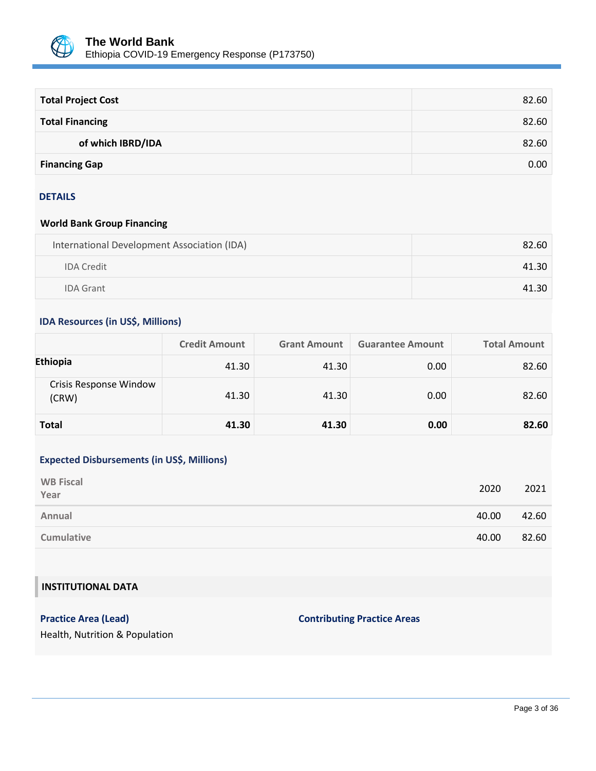| | |
|---|---|
| **Total Project Cost** | 82.60 |
| **Total Financing** | 82.60 |
| **of which IBRD/IDA** | 82.60 |
| **Financing Gap** | 0.00 |

### DETAILS

**World Bank Group Financing**

| | |
|---|---|
| International Development Association (IDA) | 82.60 |
| IDA Credit | 41.30 |
| IDA Grant | 41.30 |

### IDA Resources (in US$, Millions)

| | Credit Amount | Grant Amount | Guarantee Amount | Total Amount |
|---|---|---|---|---|
| **Ethiopia** | 41.30 | 41.30 | 0.00 | 82.60 |
| Crisis Response Window (CRW) | 41.30 | 41.30 | 0.00 | 82.60 |
| **Total** | **41.30** | **41.30** | **0.00** | **82.60** |

### Expected Disbursements (in US$, Millions)

| WB Fiscal Year | 2020 | 2021 |
|---|---|---|
| Annual | 40.00 | 42.60 |
| Cumulative | 40.00 | 82.60 |

## INSTITUTIONAL DATA

**Practice Area (Lead)**

Health, Nutrition & Population

**Contributing Practice Areas**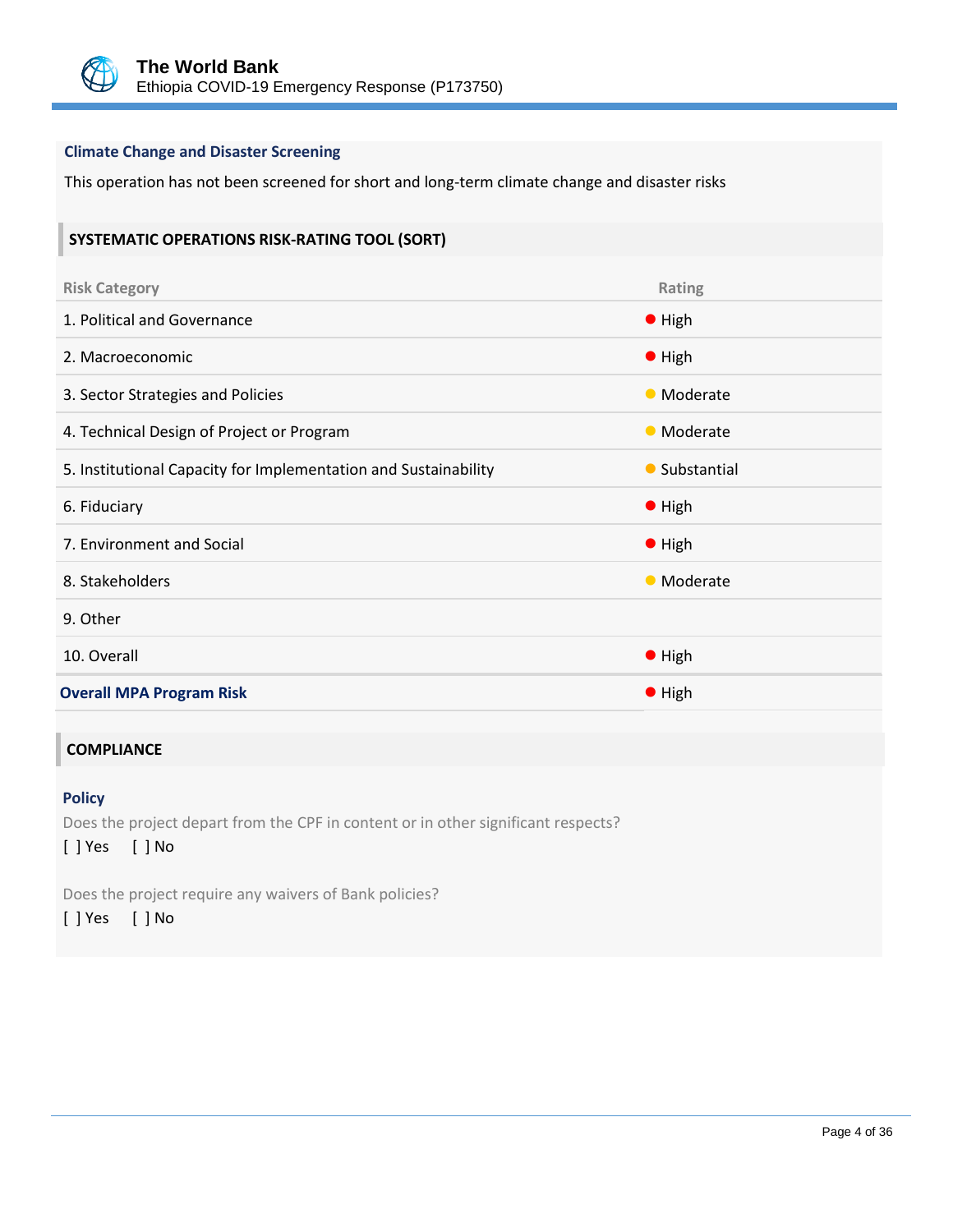### Climate Change and Disaster Screening

This operation has not been screened for short and long-term climate change and disaster risks

## SYSTEMATIC OPERATIONS RISK-RATING TOOL (SORT)

| Risk Category | Rating |
|---|---|
| 1. Political and Governance | High |
| 2. Macroeconomic | High |
| 3. Sector Strategies and Policies | Moderate |
| 4. Technical Design of Project or Program | Moderate |
| 5. Institutional Capacity for Implementation and Sustainability | Substantial |
| 6. Fiduciary | High |
| 7. Environment and Social | High |
| 8. Stakeholders | Moderate |
| 9. Other | |
| 10. Overall | High |
| **Overall MPA Program Risk** | High |

## COMPLIANCE

### Policy

Does the project depart from the CPF in content or in other significant respects?

[ ] Yes [ ] No

Does the project require any waivers of Bank policies?

[ ] Yes [ ] No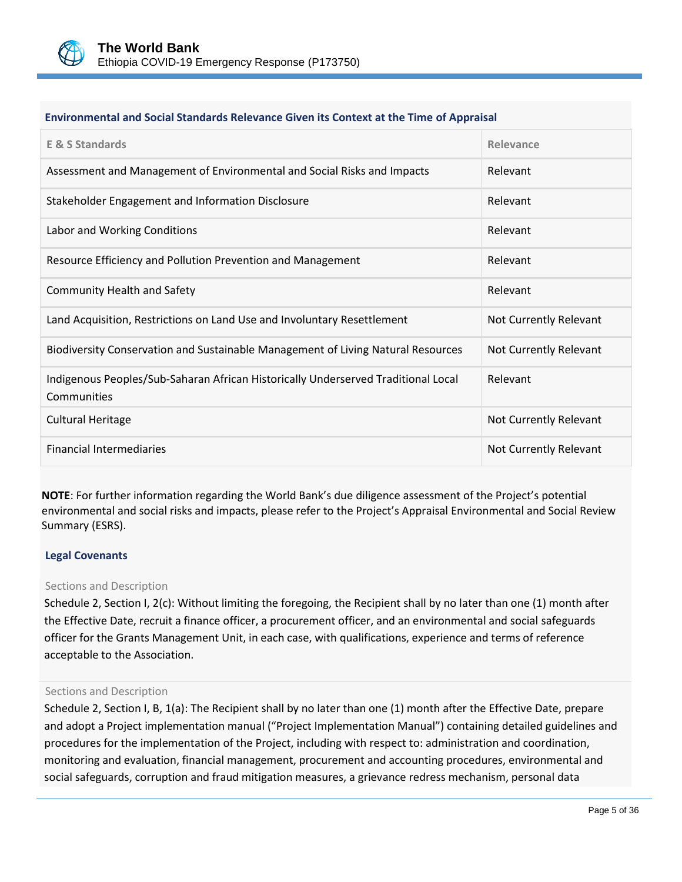### Environmental and Social Standards Relevance Given its Context at the Time of Appraisal

| E & S Standards | Relevance |
|---|---|
| Assessment and Management of Environmental and Social Risks and Impacts | Relevant |
| Stakeholder Engagement and Information Disclosure | Relevant |
| Labor and Working Conditions | Relevant |
| Resource Efficiency and Pollution Prevention and Management | Relevant |
| Community Health and Safety | Relevant |
| Land Acquisition, Restrictions on Land Use and Involuntary Resettlement | Not Currently Relevant |
| Biodiversity Conservation and Sustainable Management of Living Natural Resources | Not Currently Relevant |
| Indigenous Peoples/Sub-Saharan African Historically Underserved Traditional Local Communities | Relevant |
| Cultural Heritage | Not Currently Relevant |
| Financial Intermediaries | Not Currently Relevant |

**NOTE**: For further information regarding the World Bank's due diligence assessment of the Project's potential environmental and social risks and impacts, please refer to the Project's Appraisal Environmental and Social Review Summary (ESRS).

### Legal Covenants

Sections and Description

Schedule 2, Section I, 2(c): Without limiting the foregoing, the Recipient shall by no later than one (1) month after the Effective Date, recruit a finance officer, a procurement officer, and an environmental and social safeguards officer for the Grants Management Unit, in each case, with qualifications, experience and terms of reference acceptable to the Association.

Sections and Description

Schedule 2, Section I, B, 1(a): The Recipient shall by no later than one (1) month after the Effective Date, prepare and adopt a Project implementation manual ("Project Implementation Manual") containing detailed guidelines and procedures for the implementation of the Project, including with respect to: administration and coordination, monitoring and evaluation, financial management, procurement and accounting procedures, environmental and social safeguards, corruption and fraud mitigation measures, a grievance redress mechanism, personal data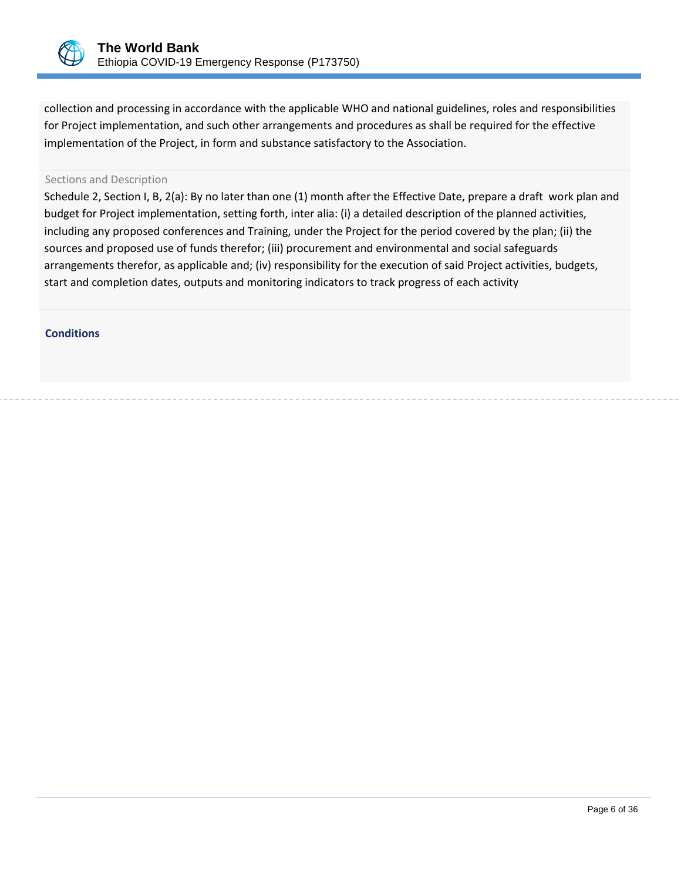collection and processing in accordance with the applicable WHO and national guidelines, roles and responsibilities for Project implementation, and such other arrangements and procedures as shall be required for the effective implementation of the Project, in form and substance satisfactory to the Association.

Sections and Description

Schedule 2, Section I, B, 2(a): By no later than one (1) month after the Effective Date, prepare a draft work plan and budget for Project implementation, setting forth, inter alia: (i) a detailed description of the planned activities, including any proposed conferences and Training, under the Project for the period covered by the plan; (ii) the sources and proposed use of funds therefor; (iii) procurement and environmental and social safeguards arrangements therefor, as applicable and; (iv) responsibility for the execution of said Project activities, budgets, start and completion dates, outputs and monitoring indicators to track progress of each activity

**Conditions**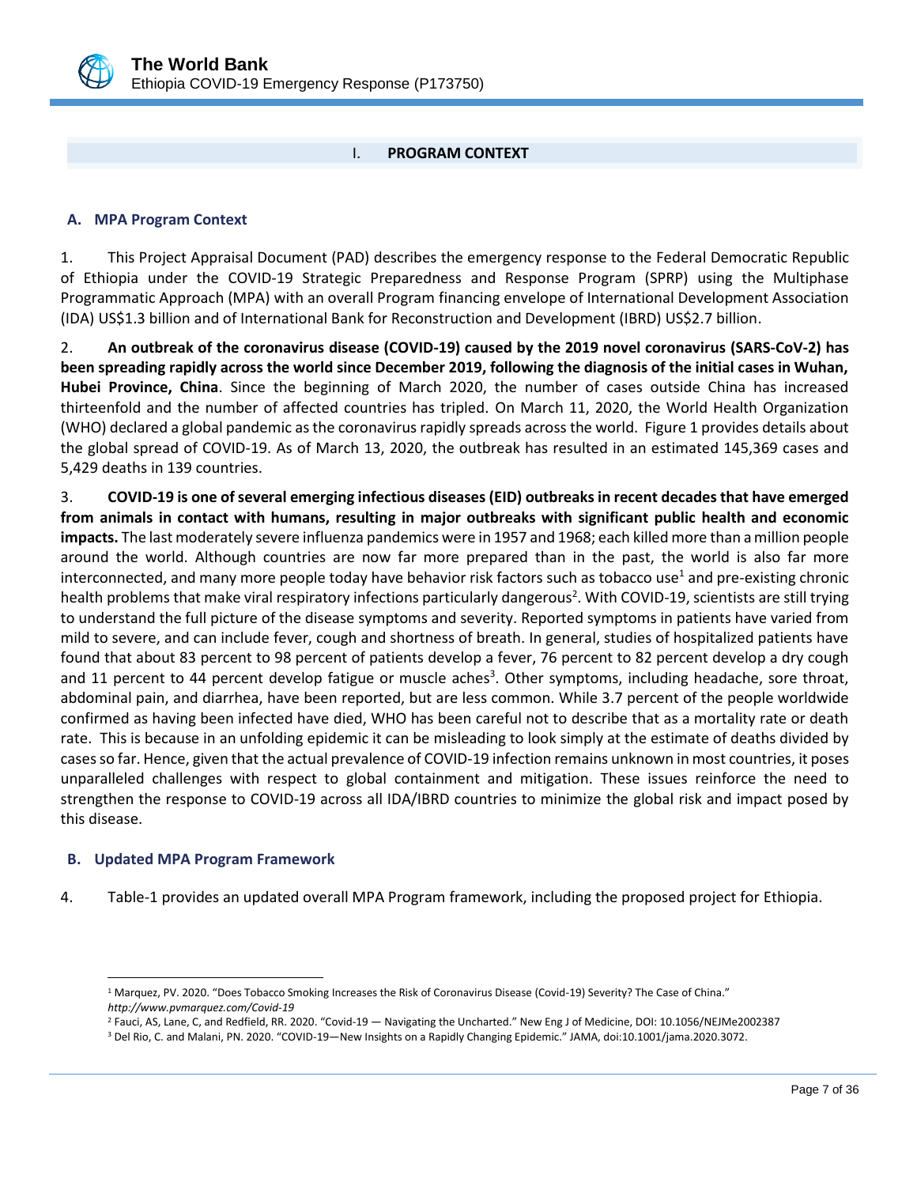## I. PROGRAM CONTEXT

### A. MPA Program Context

1. This Project Appraisal Document (PAD) describes the emergency response to the Federal Democratic Republic of Ethiopia under the COVID-19 Strategic Preparedness and Response Program (SPRP) using the Multiphase Programmatic Approach (MPA) with an overall Program financing envelope of International Development Association (IDA) US$1.3 billion and of International Bank for Reconstruction and Development (IBRD) US$2.7 billion.

2. **An outbreak of the coronavirus disease (COVID-19) caused by the 2019 novel coronavirus (SARS-CoV-2) has been spreading rapidly across the world since December 2019, following the diagnosis of the initial cases in Wuhan, Hubei Province, China**. Since the beginning of March 2020, the number of cases outside China has increased thirteenfold and the number of affected countries has tripled. On March 11, 2020, the World Health Organization (WHO) declared a global pandemic as the coronavirus rapidly spreads across the world. Figure 1 provides details about the global spread of COVID-19. As of March 13, 2020, the outbreak has resulted in an estimated 145,369 cases and 5,429 deaths in 139 countries.

3. **COVID-19 is one of several emerging infectious diseases (EID) outbreaks in recent decades that have emerged from animals in contact with humans, resulting in major outbreaks with significant public health and economic impacts.** The last moderately severe influenza pandemics were in 1957 and 1968; each killed more than a million people around the world. Although countries are now far more prepared than in the past, the world is also far more interconnected, and many more people today have behavior risk factors such as tobacco use[1] and pre-existing chronic health problems that make viral respiratory infections particularly dangerous[2]. With COVID-19, scientists are still trying to understand the full picture of the disease symptoms and severity. Reported symptoms in patients have varied from mild to severe, and can include fever, cough and shortness of breath. In general, studies of hospitalized patients have found that about 83 percent to 98 percent of patients develop a fever, 76 percent to 82 percent develop a dry cough and 11 percent to 44 percent develop fatigue or muscle aches[3]. Other symptoms, including headache, sore throat, abdominal pain, and diarrhea, have been reported, but are less common. While 3.7 percent of the people worldwide confirmed as having been infected have died, WHO has been careful not to describe that as a mortality rate or death rate. This is because in an unfolding epidemic it can be misleading to look simply at the estimate of deaths divided by cases so far. Hence, given that the actual prevalence of COVID-19 infection remains unknown in most countries, it poses unparalleled challenges with respect to global containment and mitigation. These issues reinforce the need to strengthen the response to COVID-19 across all IDA/IBRD countries to minimize the global risk and impact posed by this disease.

### B. Updated MPA Program Framework

4. Table-1 provides an updated overall MPA Program framework, including the proposed project for Ethiopia.

---

[1] Marquez, PV. 2020. "Does Tobacco Smoking Increases the Risk of Coronavirus Disease (Covid-19) Severity? The Case of China." *http://www.pvmarquez.com/Covid-19*

[2] Fauci, AS, Lane, C, and Redfield, RR. 2020. "Covid-19 — Navigating the Uncharted." New Eng J of Medicine, DOI: 10.1056/NEJMe2002387

[3] Del Rio, C. and Malani, PN. 2020. "COVID-19—New Insights on a Rapidly Changing Epidemic." JAMA, doi:10.1001/jama.2020.3072.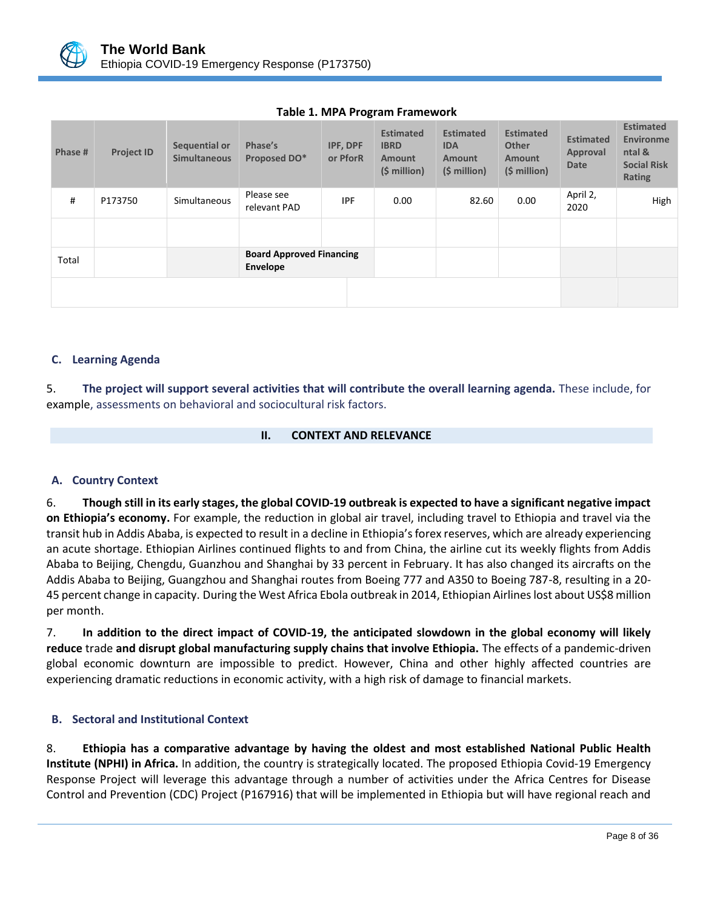**Table 1. MPA Program Framework**

| Phase # | Project ID | Sequential or Simultaneous | Phase's Proposed DO* | IPF, DPF or PforR | Estimated IBRD Amount ($ million) | Estimated IDA Amount ($ million) | Estimated Other Amount ($ million) | Estimated Approval Date | Estimated Environmental & Social Risk Rating |
|---|---|---|---|---|---|---|---|---|---|
| # | P173750 | Simultaneous | Please see relevant PAD | IPF | 0.00 | 82.60 | 0.00 | April 2, 2020 | High |
| | | | | | | | | | |
| Total | | | Board Approved Financing Envelope | | | | | | |
| | | | | | | | | | |

### C. Learning Agenda

5. **The project will support several activities that will contribute the overall learning agenda.** These include, for example, assessments on behavioral and sociocultural risk factors.

## II. CONTEXT AND RELEVANCE

### A. Country Context

6. **Though still in its early stages, the global COVID-19 outbreak is expected to have a significant negative impact on Ethiopia's economy.** For example, the reduction in global air travel, including travel to Ethiopia and travel via the transit hub in Addis Ababa, is expected to result in a decline in Ethiopia's forex reserves, which are already experiencing an acute shortage. Ethiopian Airlines continued flights to and from China, the airline cut its weekly flights from Addis Ababa to Beijing, Chengdu, Guanzhou and Shanghai by 33 percent in February. It has also changed its aircrafts on the Addis Ababa to Beijing, Guangzhou and Shanghai routes from Boeing 777 and A350 to Boeing 787-8, resulting in a 20-45 percent change in capacity. During the West Africa Ebola outbreak in 2014, Ethiopian Airlines lost about US$8 million per month.

7. **In addition to the direct impact of COVID-19, the anticipated slowdown in the global economy will likely reduce** trade **and disrupt global manufacturing supply chains that involve Ethiopia.** The effects of a pandemic-driven global economic downturn are impossible to predict. However, China and other highly affected countries are experiencing dramatic reductions in economic activity, with a high risk of damage to financial markets.

### B. Sectoral and Institutional Context

8. **Ethiopia has a comparative advantage by having the oldest and most established National Public Health Institute (NPHI) in Africa.** In addition, the country is strategically located. The proposed Ethiopia Covid-19 Emergency Response Project will leverage this advantage through a number of activities under the Africa Centres for Disease Control and Prevention (CDC) Project (P167916) that will be implemented in Ethiopia but will have regional reach and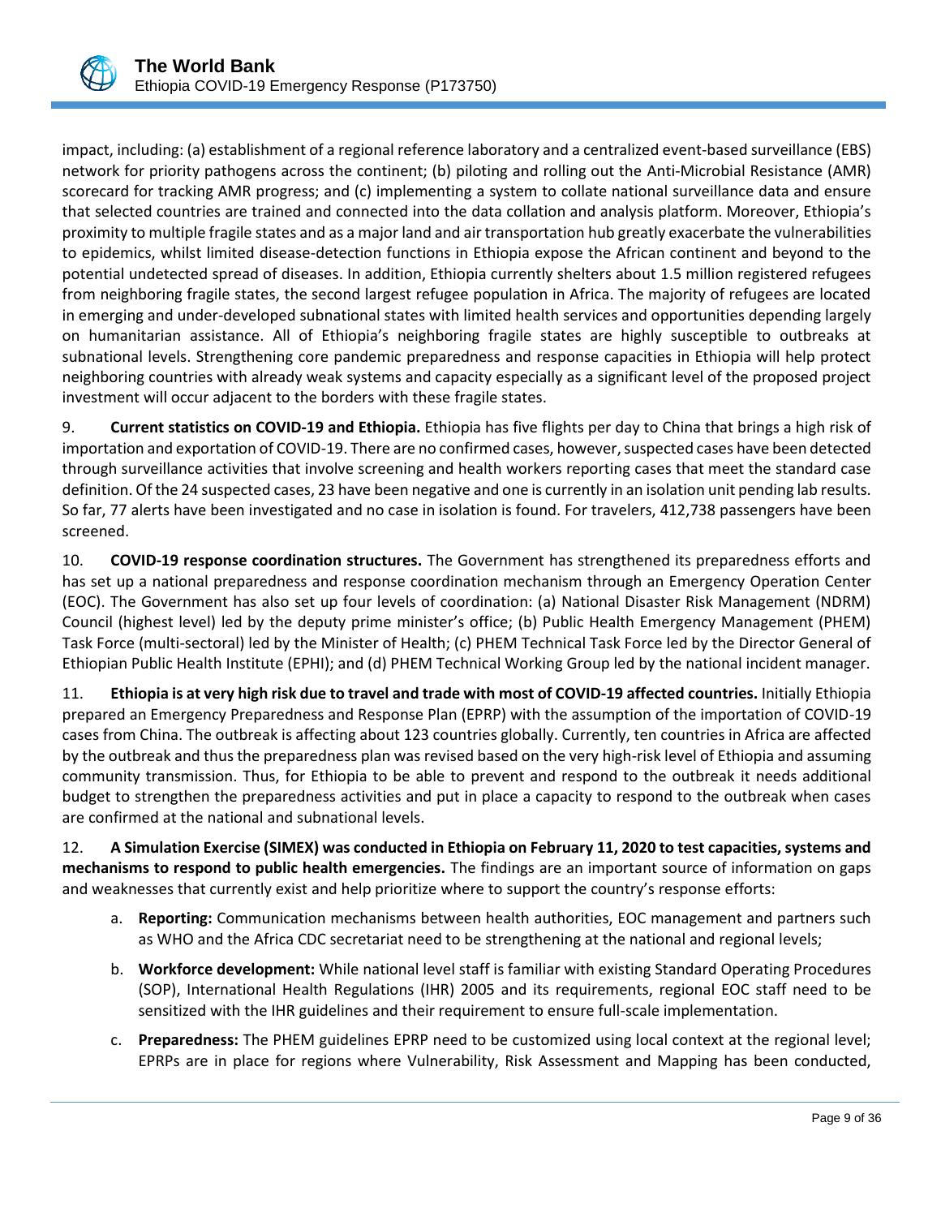impact, including: (a) establishment of a regional reference laboratory and a centralized event-based surveillance (EBS) network for priority pathogens across the continent; (b) piloting and rolling out the Anti-Microbial Resistance (AMR) scorecard for tracking AMR progress; and (c) implementing a system to collate national surveillance data and ensure that selected countries are trained and connected into the data collation and analysis platform. Moreover, Ethiopia's proximity to multiple fragile states and as a major land and air transportation hub greatly exacerbate the vulnerabilities to epidemics, whilst limited disease-detection functions in Ethiopia expose the African continent and beyond to the potential undetected spread of diseases. In addition, Ethiopia currently shelters about 1.5 million registered refugees from neighboring fragile states, the second largest refugee population in Africa. The majority of refugees are located in emerging and under-developed subnational states with limited health services and opportunities depending largely on humanitarian assistance. All of Ethiopia's neighboring fragile states are highly susceptible to outbreaks at subnational levels. Strengthening core pandemic preparedness and response capacities in Ethiopia will help protect neighboring countries with already weak systems and capacity especially as a significant level of the proposed project investment will occur adjacent to the borders with these fragile states.

9. **Current statistics on COVID-19 and Ethiopia.** Ethiopia has five flights per day to China that brings a high risk of importation and exportation of COVID-19. There are no confirmed cases, however, suspected cases have been detected through surveillance activities that involve screening and health workers reporting cases that meet the standard case definition. Of the 24 suspected cases, 23 have been negative and one is currently in an isolation unit pending lab results. So far, 77 alerts have been investigated and no case in isolation is found. For travelers, 412,738 passengers have been screened.

10. **COVID-19 response coordination structures.** The Government has strengthened its preparedness efforts and has set up a national preparedness and response coordination mechanism through an Emergency Operation Center (EOC). The Government has also set up four levels of coordination: (a) National Disaster Risk Management (NDRM) Council (highest level) led by the deputy prime minister's office; (b) Public Health Emergency Management (PHEM) Task Force (multi-sectoral) led by the Minister of Health; (c) PHEM Technical Task Force led by the Director General of Ethiopian Public Health Institute (EPHI); and (d) PHEM Technical Working Group led by the national incident manager.

11. **Ethiopia is at very high risk due to travel and trade with most of COVID-19 affected countries.** Initially Ethiopia prepared an Emergency Preparedness and Response Plan (EPRP) with the assumption of the importation of COVID-19 cases from China. The outbreak is affecting about 123 countries globally. Currently, ten countries in Africa are affected by the outbreak and thus the preparedness plan was revised based on the very high-risk level of Ethiopia and assuming community transmission. Thus, for Ethiopia to be able to prevent and respond to the outbreak it needs additional budget to strengthen the preparedness activities and put in place a capacity to respond to the outbreak when cases are confirmed at the national and subnational levels.

12. **A Simulation Exercise (SIMEX) was conducted in Ethiopia on February 11, 2020 to test capacities, systems and mechanisms to respond to public health emergencies.** The findings are an important source of information on gaps and weaknesses that currently exist and help prioritize where to support the country's response efforts:

  a. **Reporting:** Communication mechanisms between health authorities, EOC management and partners such as WHO and the Africa CDC secretariat need to be strengthening at the national and regional levels;

  b. **Workforce development:** While national level staff is familiar with existing Standard Operating Procedures (SOP), International Health Regulations (IHR) 2005 and its requirements, regional EOC staff need to be sensitized with the IHR guidelines and their requirement to ensure full-scale implementation.

  c. **Preparedness:** The PHEM guidelines EPRP need to be customized using local context at the regional level; EPRPs are in place for regions where Vulnerability, Risk Assessment and Mapping has been conducted,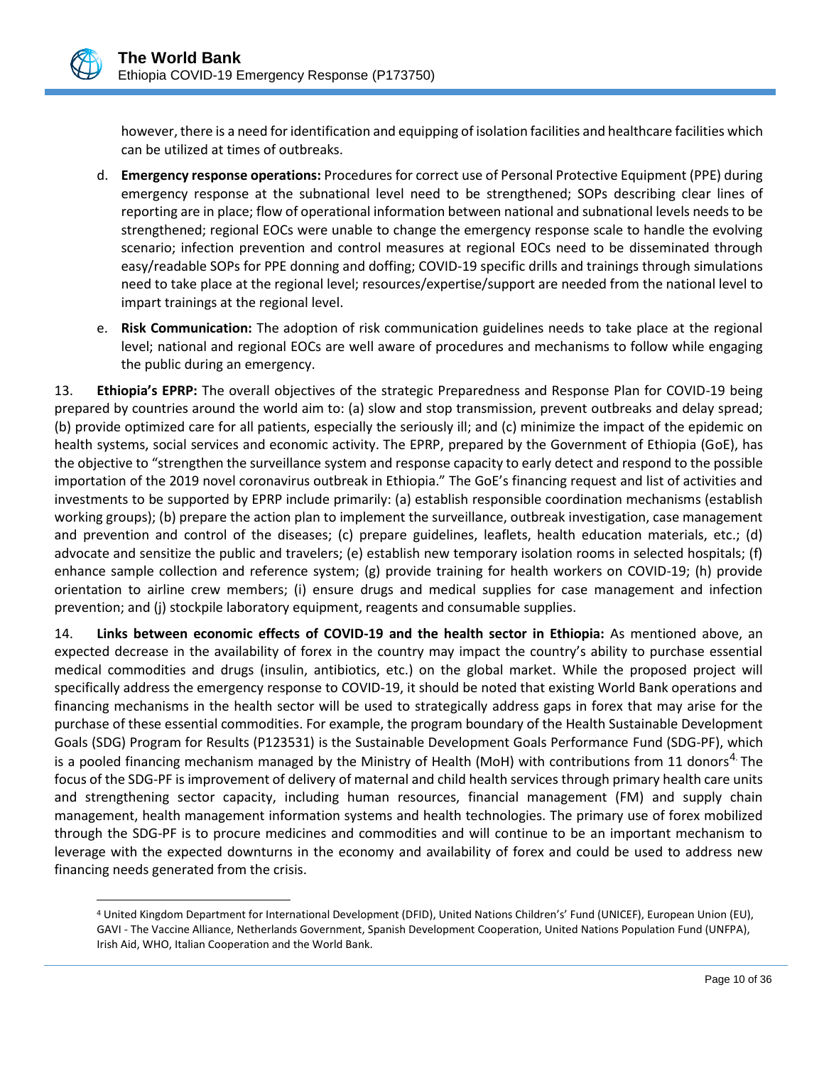however, there is a need for identification and equipping of isolation facilities and healthcare facilities which can be utilized at times of outbreaks.

d. **Emergency response operations:** Procedures for correct use of Personal Protective Equipment (PPE) during emergency response at the subnational level need to be strengthened; SOPs describing clear lines of reporting are in place; flow of operational information between national and subnational levels needs to be strengthened; regional EOCs were unable to change the emergency response scale to handle the evolving scenario; infection prevention and control measures at regional EOCs need to be disseminated through easy/readable SOPs for PPE donning and doffing; COVID-19 specific drills and trainings through simulations need to take place at the regional level; resources/expertise/support are needed from the national level to impart trainings at the regional level.

e. **Risk Communication:** The adoption of risk communication guidelines needs to take place at the regional level; national and regional EOCs are well aware of procedures and mechanisms to follow while engaging the public during an emergency.

13. **Ethiopia's EPRP:** The overall objectives of the strategic Preparedness and Response Plan for COVID-19 being prepared by countries around the world aim to: (a) slow and stop transmission, prevent outbreaks and delay spread; (b) provide optimized care for all patients, especially the seriously ill; and (c) minimize the impact of the epidemic on health systems, social services and economic activity. The EPRP, prepared by the Government of Ethiopia (GoE), has the objective to "strengthen the surveillance system and response capacity to early detect and respond to the possible importation of the 2019 novel coronavirus outbreak in Ethiopia." The GoE's financing request and list of activities and investments to be supported by EPRP include primarily: (a) establish responsible coordination mechanisms (establish working groups); (b) prepare the action plan to implement the surveillance, outbreak investigation, case management and prevention and control of the diseases; (c) prepare guidelines, leaflets, health education materials, etc.; (d) advocate and sensitize the public and travelers; (e) establish new temporary isolation rooms in selected hospitals; (f) enhance sample collection and reference system; (g) provide training for health workers on COVID-19; (h) provide orientation to airline crew members; (i) ensure drugs and medical supplies for case management and infection prevention; and (j) stockpile laboratory equipment, reagents and consumable supplies.

14. **Links between economic effects of COVID-19 and the health sector in Ethiopia:** As mentioned above, an expected decrease in the availability of forex in the country may impact the country's ability to purchase essential medical commodities and drugs (insulin, antibiotics, etc.) on the global market. While the proposed project will specifically address the emergency response to COVID-19, it should be noted that existing World Bank operations and financing mechanisms in the health sector will be used to strategically address gaps in forex that may arise for the purchase of these essential commodities. For example, the program boundary of the Health Sustainable Development Goals (SDG) Program for Results (P123531) is the Sustainable Development Goals Performance Fund (SDG-PF), which is a pooled financing mechanism managed by the Ministry of Health (MoH) with contributions from 11 donors[4]. The focus of the SDG-PF is improvement of delivery of maternal and child health services through primary health care units and strengthening sector capacity, including human resources, financial management (FM) and supply chain management, health management information systems and health technologies. The primary use of forex mobilized through the SDG-PF is to procure medicines and commodities and will continue to be an important mechanism to leverage with the expected downturns in the economy and availability of forex and could be used to address new financing needs generated from the crisis.

[4] United Kingdom Department for International Development (DFID), United Nations Children's' Fund (UNICEF), European Union (EU), GAVI - The Vaccine Alliance, Netherlands Government, Spanish Development Cooperation, United Nations Population Fund (UNFPA), Irish Aid, WHO, Italian Cooperation and the World Bank.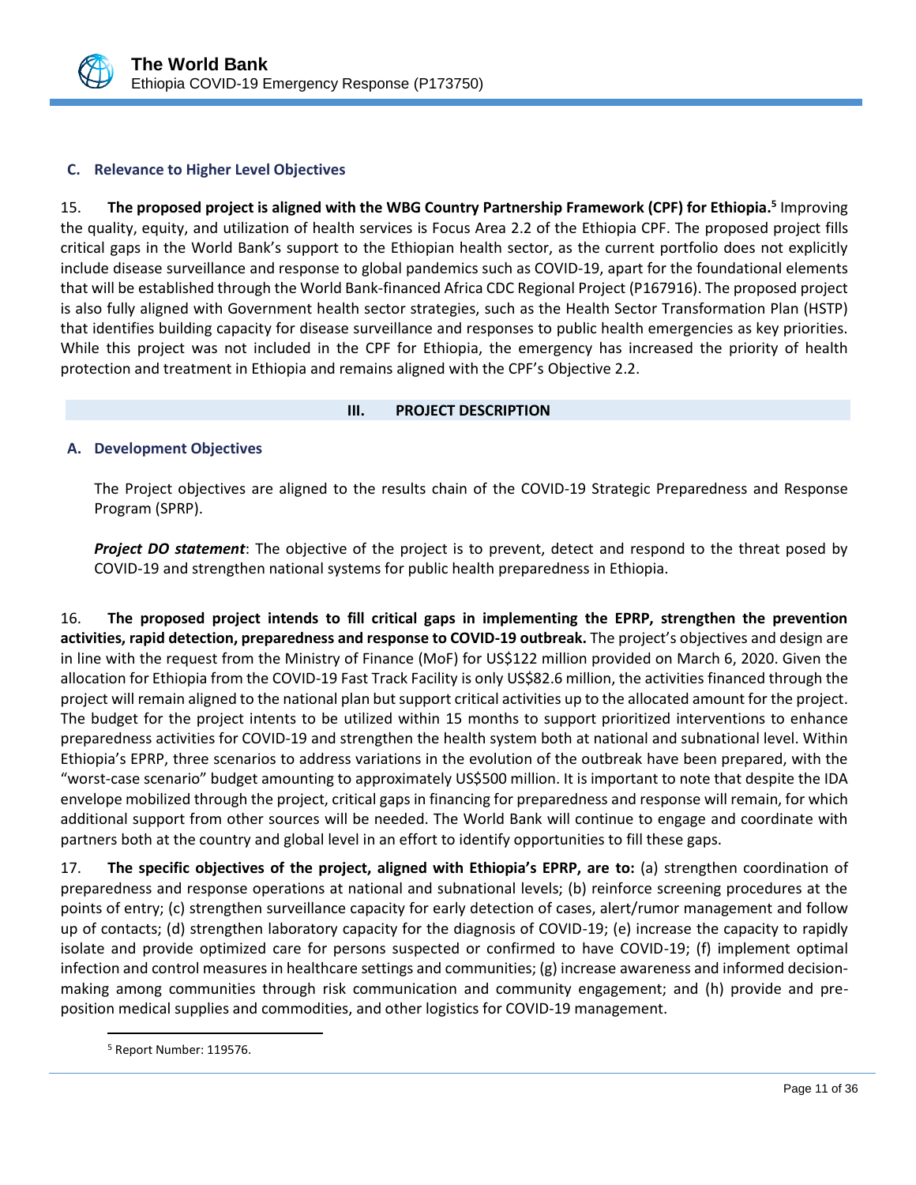### C. Relevance to Higher Level Objectives

15. **The proposed project is aligned with the WBG Country Partnership Framework (CPF) for Ethiopia.[5]** Improving the quality, equity, and utilization of health services is Focus Area 2.2 of the Ethiopia CPF. The proposed project fills critical gaps in the World Bank's support to the Ethiopian health sector, as the current portfolio does not explicitly include disease surveillance and response to global pandemics such as COVID-19, apart for the foundational elements that will be established through the World Bank-financed Africa CDC Regional Project (P167916). The proposed project is also fully aligned with Government health sector strategies, such as the Health Sector Transformation Plan (HSTP) that identifies building capacity for disease surveillance and responses to public health emergencies as key priorities. While this project was not included in the CPF for Ethiopia, the emergency has increased the priority of health protection and treatment in Ethiopia and remains aligned with the CPF's Objective 2.2.

## III. PROJECT DESCRIPTION

### A. Development Objectives

The Project objectives are aligned to the results chain of the COVID-19 Strategic Preparedness and Response Program (SPRP).

***Project DO statement***: The objective of the project is to prevent, detect and respond to the threat posed by COVID-19 and strengthen national systems for public health preparedness in Ethiopia.

16. **The proposed project intends to fill critical gaps in implementing the EPRP, strengthen the prevention activities, rapid detection, preparedness and response to COVID-19 outbreak.** The project's objectives and design are in line with the request from the Ministry of Finance (MoF) for US$122 million provided on March 6, 2020. Given the allocation for Ethiopia from the COVID-19 Fast Track Facility is only US$82.6 million, the activities financed through the project will remain aligned to the national plan but support critical activities up to the allocated amount for the project. The budget for the project intents to be utilized within 15 months to support prioritized interventions to enhance preparedness activities for COVID-19 and strengthen the health system both at national and subnational level. Within Ethiopia's EPRP, three scenarios to address variations in the evolution of the outbreak have been prepared, with the "worst-case scenario" budget amounting to approximately US$500 million. It is important to note that despite the IDA envelope mobilized through the project, critical gaps in financing for preparedness and response will remain, for which additional support from other sources will be needed. The World Bank will continue to engage and coordinate with partners both at the country and global level in an effort to identify opportunities to fill these gaps.

17. **The specific objectives of the project, aligned with Ethiopia's EPRP, are to:** (a) strengthen coordination of preparedness and response operations at national and subnational levels; (b) reinforce screening procedures at the points of entry; (c) strengthen surveillance capacity for early detection of cases, alert/rumor management and follow up of contacts; (d) strengthen laboratory capacity for the diagnosis of COVID-19; (e) increase the capacity to rapidly isolate and provide optimized care for persons suspected or confirmed to have COVID-19; (f) implement optimal infection and control measures in healthcare settings and communities; (g) increase awareness and informed decision-making among communities through risk communication and community engagement; and (h) provide and pre-position medical supplies and commodities, and other logistics for COVID-19 management.

[5] Report Number: 119576.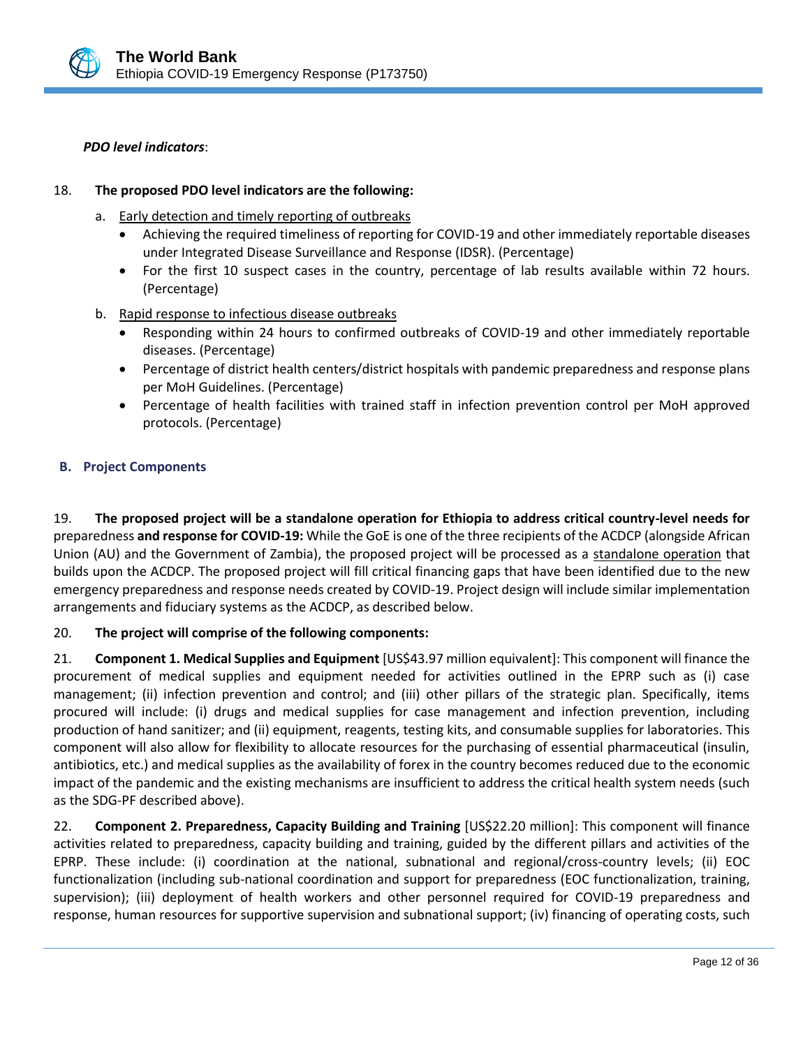***PDO level indicators***:

18. **The proposed PDO level indicators are the following:**

   a. Early detection and timely reporting of outbreaks
   - Achieving the required timeliness of reporting for COVID-19 and other immediately reportable diseases under Integrated Disease Surveillance and Response (IDSR). (Percentage)
   - For the first 10 suspect cases in the country, percentage of lab results available within 72 hours. (Percentage)

   b. Rapid response to infectious disease outbreaks
   - Responding within 24 hours to confirmed outbreaks of COVID-19 and other immediately reportable diseases. (Percentage)
   - Percentage of district health centers/district hospitals with pandemic preparedness and response plans per MoH Guidelines. (Percentage)
   - Percentage of health facilities with trained staff in infection prevention control per MoH approved protocols. (Percentage)

## B. Project Components

19. **The proposed project will be a standalone operation for Ethiopia to address critical country-level needs for** preparedness **and response for COVID-19:** While the GoE is one of the three recipients of the ACDCP (alongside African Union (AU) and the Government of Zambia), the proposed project will be processed as a standalone operation that builds upon the ACDCP. The proposed project will fill critical financing gaps that have been identified due to the new emergency preparedness and response needs created by COVID-19. Project design will include similar implementation arrangements and fiduciary systems as the ACDCP, as described below.

20. **The project will comprise of the following components:**

21. **Component 1. Medical Supplies and Equipment** [US$43.97 million equivalent]: This component will finance the procurement of medical supplies and equipment needed for activities outlined in the EPRP such as (i) case management; (ii) infection prevention and control; and (iii) other pillars of the strategic plan. Specifically, items procured will include: (i) drugs and medical supplies for case management and infection prevention, including production of hand sanitizer; and (ii) equipment, reagents, testing kits, and consumable supplies for laboratories. This component will also allow for flexibility to allocate resources for the purchasing of essential pharmaceutical (insulin, antibiotics, etc.) and medical supplies as the availability of forex in the country becomes reduced due to the economic impact of the pandemic and the existing mechanisms are insufficient to address the critical health system needs (such as the SDG-PF described above).

22. **Component 2. Preparedness, Capacity Building and Training** [US$22.20 million]: This component will finance activities related to preparedness, capacity building and training, guided by the different pillars and activities of the EPRP. These include: (i) coordination at the national, subnational and regional/cross-country levels; (ii) EOC functionalization (including sub-national coordination and support for preparedness (EOC functionalization, training, supervision); (iii) deployment of health workers and other personnel required for COVID-19 preparedness and response, human resources for supportive supervision and subnational support; (iv) financing of operating costs, such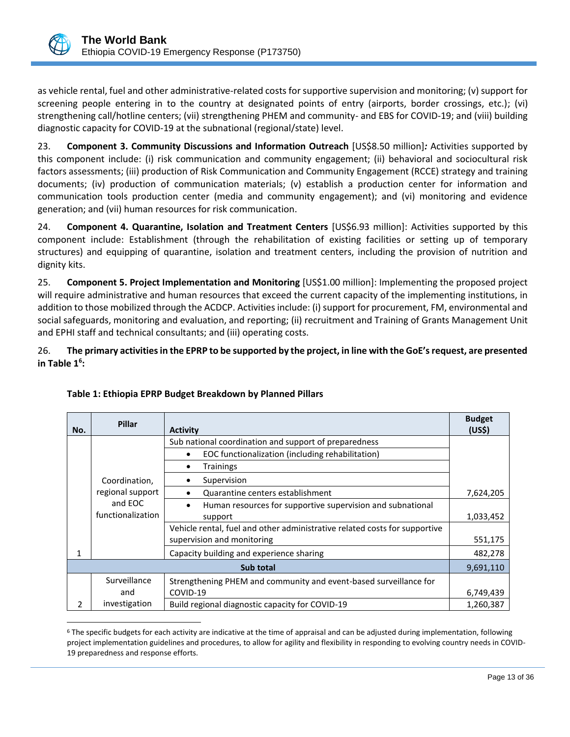as vehicle rental, fuel and other administrative-related costs for supportive supervision and monitoring; (v) support for screening people entering in to the country at designated points of entry (airports, border crossings, etc.); (vi) strengthening call/hotline centers; (vii) strengthening PHEM and community- and EBS for COVID-19; and (viii) building diagnostic capacity for COVID-19 at the subnational (regional/state) level.

23. **Component 3. Community Discussions and Information Outreach** [US$8.50 million]***:*** Activities supported by this component include: (i) risk communication and community engagement; (ii) behavioral and sociocultural risk factors assessments; (iii) production of Risk Communication and Community Engagement (RCCE) strategy and training documents; (iv) production of communication materials; (v) establish a production center for information and communication tools production center (media and community engagement); and (vi) monitoring and evidence generation; and (vii) human resources for risk communication.

24. **Component 4. Quarantine, Isolation and Treatment Centers** [US$6.93 million]: Activities supported by this component include: Establishment (through the rehabilitation of existing facilities or setting up of temporary structures) and equipping of quarantine, isolation and treatment centers, including the provision of nutrition and dignity kits.

25. **Component 5. Project Implementation and Monitoring** [US$1.00 million]: Implementing the proposed project will require administrative and human resources that exceed the current capacity of the implementing institutions, in addition to those mobilized through the ACDCP. Activities include: (i) support for procurement, FM, environmental and social safeguards, monitoring and evaluation, and reporting; (ii) recruitment and Training of Grants Management Unit and EPHI staff and technical consultants; and (iii) operating costs.

26. **The primary activities in the EPRP to be supported by the project, in line with the GoE's request, are presented in Table 1[6]:**

**Table 1: Ethiopia EPRP Budget Breakdown by Planned Pillars**

| No. | Pillar | Activity | Budget (US$) |
|---|---|---|---|
| 1 | Coordination, regional support and EOC functionalization | Sub national coordination and support of preparedness | |
| | | • EOC functionalization (including rehabilitation) | |
| | | • Trainings | |
| | | • Supervision | |
| | | • Quarantine centers establishment | 7,624,205 |
| | | • Human resources for supportive supervision and subnational support | 1,033,452 |
| | | Vehicle rental, fuel and other administrative related costs for supportive supervision and monitoring | 551,175 |
| | | Capacity building and experience sharing | 482,278 |
| | | **Sub total** | 9,691,110 |
| 2 | Surveillance and investigation | Strengthening PHEM and community and event-based surveillance for COVID-19 | 6,749,439 |
| | | Build regional diagnostic capacity for COVID-19 | 1,260,387 |

[6] The specific budgets for each activity are indicative at the time of appraisal and can be adjusted during implementation, following project implementation guidelines and procedures, to allow for agility and flexibility in responding to evolving country needs in COVID-19 preparedness and response efforts.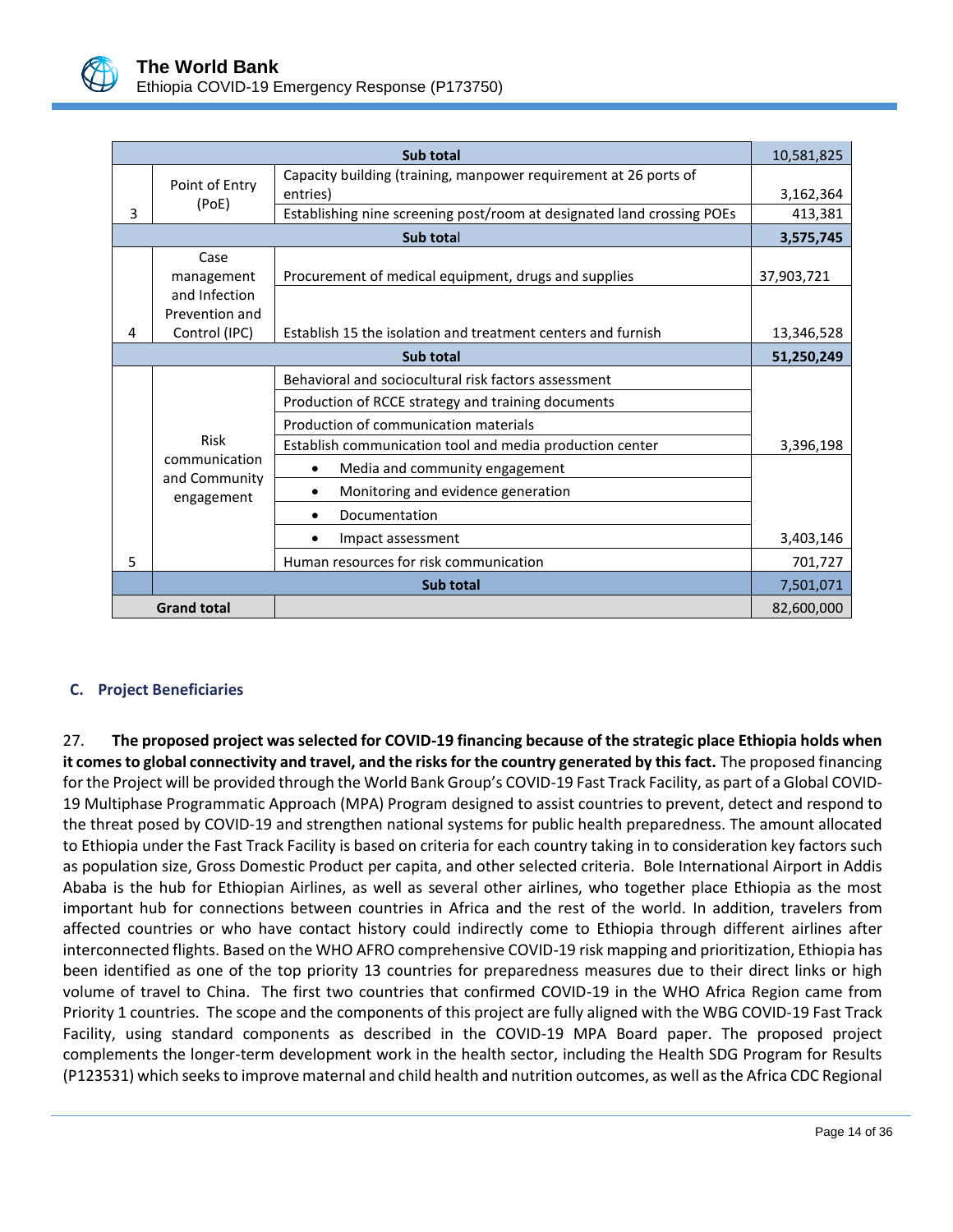| | | | |
|---|---|---|---|
| **Sub total** | | | 10,581,825 |
| 3 | Point of Entry (PoE) | Capacity building (training, manpower requirement at 26 ports of entries) | 3,162,364 |
| | | Establishing nine screening post/room at designated land crossing POEs | 413,381 |
| **Sub total** | | | **3,575,745** |
| 4 | Case management and Infection Prevention and Control (IPC) | Procurement of medical equipment, drugs and supplies | 37,903,721 |
| | | Establish 15 the isolation and treatment centers and furnish | 13,346,528 |
| **Sub total** | | | **51,250,249** |
| 5 | Risk communication and Community engagement | Behavioral and sociocultural risk factors assessment | |
| | | Production of RCCE strategy and training documents | |
| | | Production of communication materials | |
| | | Establish communication tool and media production center | 3,396,198 |
| | | • Media and community engagement | |
| | | • Monitoring and evidence generation | |
| | | • Documentation | |
| | | • Impact assessment | 3,403,146 |
| | | Human resources for risk communication | 701,727 |
| | **Sub total** | | 7,501,071 |
| **Grand total** | | | 82,600,000 |

### C. Project Beneficiaries

27. **The proposed project was selected for COVID-19 financing because of the strategic place Ethiopia holds when it comes to global connectivity and travel, and the risks for the country generated by this fact.** The proposed financing for the Project will be provided through the World Bank Group's COVID-19 Fast Track Facility, as part of a Global COVID-19 Multiphase Programmatic Approach (MPA) Program designed to assist countries to prevent, detect and respond to the threat posed by COVID-19 and strengthen national systems for public health preparedness. The amount allocated to Ethiopia under the Fast Track Facility is based on criteria for each country taking in to consideration key factors such as population size, Gross Domestic Product per capita, and other selected criteria. Bole International Airport in Addis Ababa is the hub for Ethiopian Airlines, as well as several other airlines, who together place Ethiopia as the most important hub for connections between countries in Africa and the rest of the world. In addition, travelers from affected countries or who have contact history could indirectly come to Ethiopia through different airlines after interconnected flights. Based on the WHO AFRO comprehensive COVID-19 risk mapping and prioritization, Ethiopia has been identified as one of the top priority 13 countries for preparedness measures due to their direct links or high volume of travel to China. The first two countries that confirmed COVID-19 in the WHO Africa Region came from Priority 1 countries. The scope and the components of this project are fully aligned with the WBG COVID-19 Fast Track Facility, using standard components as described in the COVID-19 MPA Board paper. The proposed project complements the longer-term development work in the health sector, including the Health SDG Program for Results (P123531) which seeks to improve maternal and child health and nutrition outcomes, as well as the Africa CDC Regional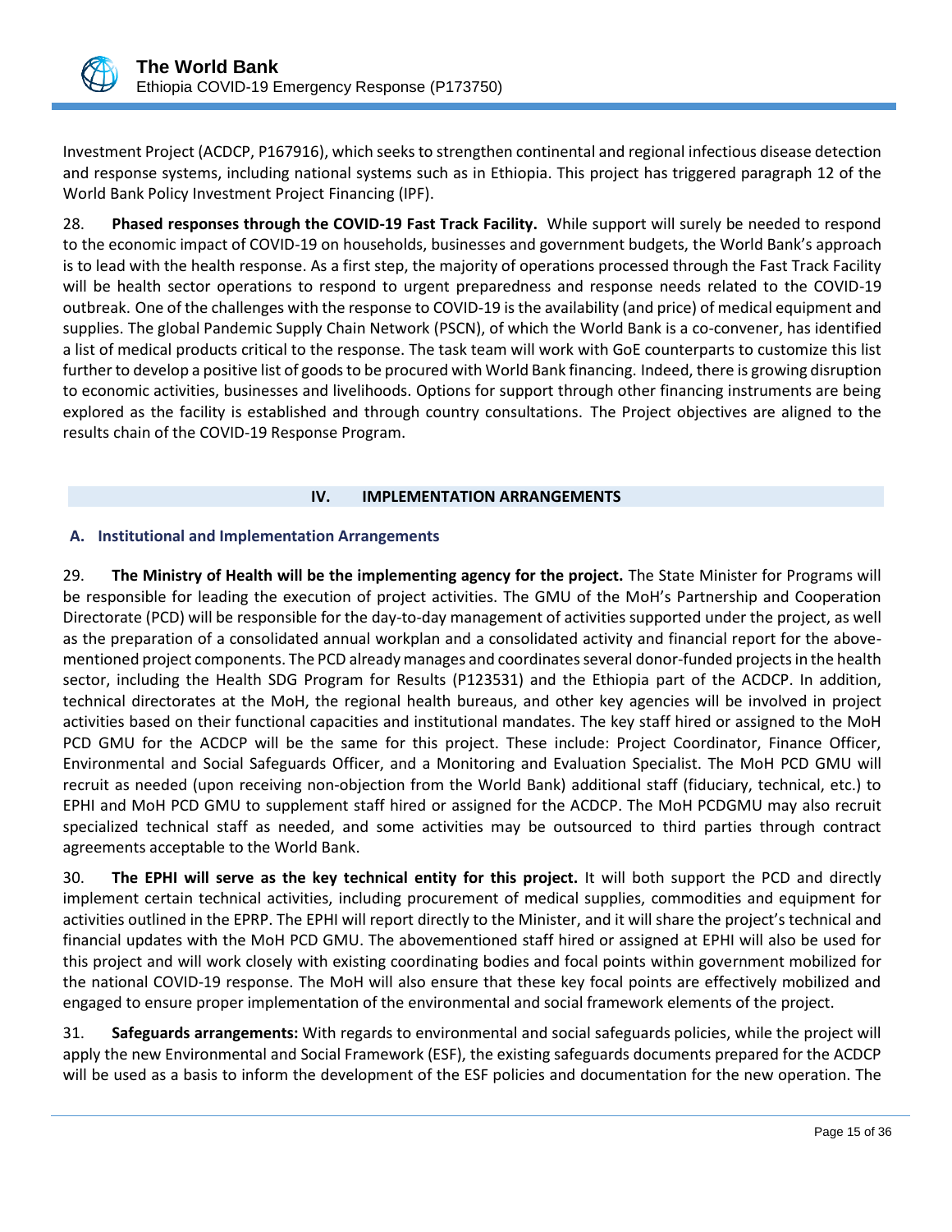Investment Project (ACDCP, P167916), which seeks to strengthen continental and regional infectious disease detection and response systems, including national systems such as in Ethiopia. This project has triggered paragraph 12 of the World Bank Policy Investment Project Financing (IPF).

28. **Phased responses through the COVID-19 Fast Track Facility.** While support will surely be needed to respond to the economic impact of COVID-19 on households, businesses and government budgets, the World Bank's approach is to lead with the health response. As a first step, the majority of operations processed through the Fast Track Facility will be health sector operations to respond to urgent preparedness and response needs related to the COVID-19 outbreak. One of the challenges with the response to COVID-19 is the availability (and price) of medical equipment and supplies. The global Pandemic Supply Chain Network (PSCN), of which the World Bank is a co-convener, has identified a list of medical products critical to the response. The task team will work with GoE counterparts to customize this list further to develop a positive list of goods to be procured with World Bank financing. Indeed, there is growing disruption to economic activities, businesses and livelihoods. Options for support through other financing instruments are being explored as the facility is established and through country consultations. The Project objectives are aligned to the results chain of the COVID-19 Response Program.

## IV. IMPLEMENTATION ARRANGEMENTS

### A. Institutional and Implementation Arrangements

29. **The Ministry of Health will be the implementing agency for the project.** The State Minister for Programs will be responsible for leading the execution of project activities. The GMU of the MoH's Partnership and Cooperation Directorate (PCD) will be responsible for the day-to-day management of activities supported under the project, as well as the preparation of a consolidated annual workplan and a consolidated activity and financial report for the above-mentioned project components. The PCD already manages and coordinates several donor-funded projects in the health sector, including the Health SDG Program for Results (P123531) and the Ethiopia part of the ACDCP. In addition, technical directorates at the MoH, the regional health bureaus, and other key agencies will be involved in project activities based on their functional capacities and institutional mandates. The key staff hired or assigned to the MoH PCD GMU for the ACDCP will be the same for this project. These include: Project Coordinator, Finance Officer, Environmental and Social Safeguards Officer, and a Monitoring and Evaluation Specialist. The MoH PCD GMU will recruit as needed (upon receiving non-objection from the World Bank) additional staff (fiduciary, technical, etc.) to EPHI and MoH PCD GMU to supplement staff hired or assigned for the ACDCP. The MoH PCDGMU may also recruit specialized technical staff as needed, and some activities may be outsourced to third parties through contract agreements acceptable to the World Bank.

30. **The EPHI will serve as the key technical entity for this project.** It will both support the PCD and directly implement certain technical activities, including procurement of medical supplies, commodities and equipment for activities outlined in the EPRP. The EPHI will report directly to the Minister, and it will share the project's technical and financial updates with the MoH PCD GMU. The abovementioned staff hired or assigned at EPHI will also be used for this project and will work closely with existing coordinating bodies and focal points within government mobilized for the national COVID-19 response. The MoH will also ensure that these key focal points are effectively mobilized and engaged to ensure proper implementation of the environmental and social framework elements of the project.

31. **Safeguards arrangements:** With regards to environmental and social safeguards policies, while the project will apply the new Environmental and Social Framework (ESF), the existing safeguards documents prepared for the ACDCP will be used as a basis to inform the development of the ESF policies and documentation for the new operation. The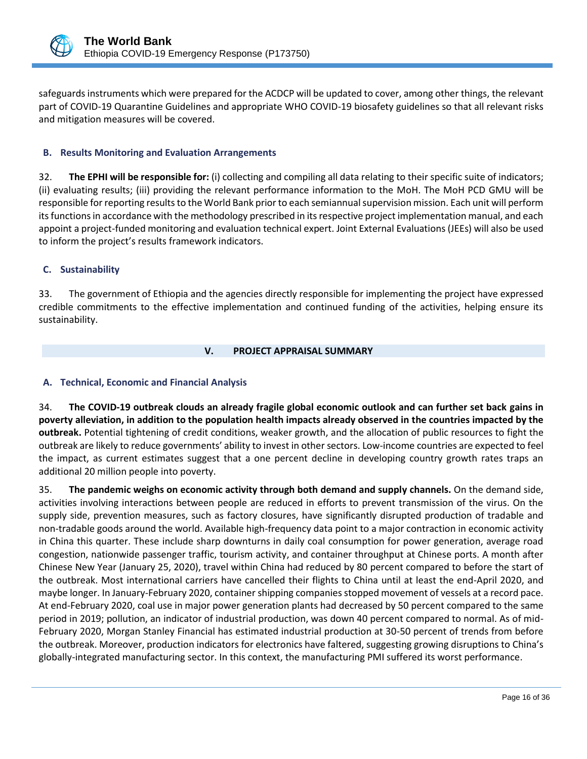safeguards instruments which were prepared for the ACDCP will be updated to cover, among other things, the relevant part of COVID-19 Quarantine Guidelines and appropriate WHO COVID-19 biosafety guidelines so that all relevant risks and mitigation measures will be covered.

### B. Results Monitoring and Evaluation Arrangements

32. **The EPHI will be responsible for:** (i) collecting and compiling all data relating to their specific suite of indicators; (ii) evaluating results; (iii) providing the relevant performance information to the MoH. The MoH PCD GMU will be responsible for reporting results to the World Bank prior to each semiannual supervision mission. Each unit will perform its functions in accordance with the methodology prescribed in its respective project implementation manual, and each appoint a project-funded monitoring and evaluation technical expert. Joint External Evaluations (JEEs) will also be used to inform the project's results framework indicators.

### C. Sustainability

33. The government of Ethiopia and the agencies directly responsible for implementing the project have expressed credible commitments to the effective implementation and continued funding of the activities, helping ensure its sustainability.

## V. PROJECT APPRAISAL SUMMARY

### A. Technical, Economic and Financial Analysis

34. **The COVID-19 outbreak clouds an already fragile global economic outlook and can further set back gains in poverty alleviation, in addition to the population health impacts already observed in the countries impacted by the outbreak.** Potential tightening of credit conditions, weaker growth, and the allocation of public resources to fight the outbreak are likely to reduce governments' ability to invest in other sectors. Low-income countries are expected to feel the impact, as current estimates suggest that a one percent decline in developing country growth rates traps an additional 20 million people into poverty.

35. **The pandemic weighs on economic activity through both demand and supply channels.** On the demand side, activities involving interactions between people are reduced in efforts to prevent transmission of the virus. On the supply side, prevention measures, such as factory closures, have significantly disrupted production of tradable and non-tradable goods around the world. Available high-frequency data point to a major contraction in economic activity in China this quarter. These include sharp downturns in daily coal consumption for power generation, average road congestion, nationwide passenger traffic, tourism activity, and container throughput at Chinese ports. A month after Chinese New Year (January 25, 2020), travel within China had reduced by 80 percent compared to before the start of the outbreak. Most international carriers have cancelled their flights to China until at least the end-April 2020, and maybe longer. In January-February 2020, container shipping companies stopped movement of vessels at a record pace. At end-February 2020, coal use in major power generation plants had decreased by 50 percent compared to the same period in 2019; pollution, an indicator of industrial production, was down 40 percent compared to normal. As of mid-February 2020, Morgan Stanley Financial has estimated industrial production at 30-50 percent of trends from before the outbreak. Moreover, production indicators for electronics have faltered, suggesting growing disruptions to China's globally-integrated manufacturing sector. In this context, the manufacturing PMI suffered its worst performance.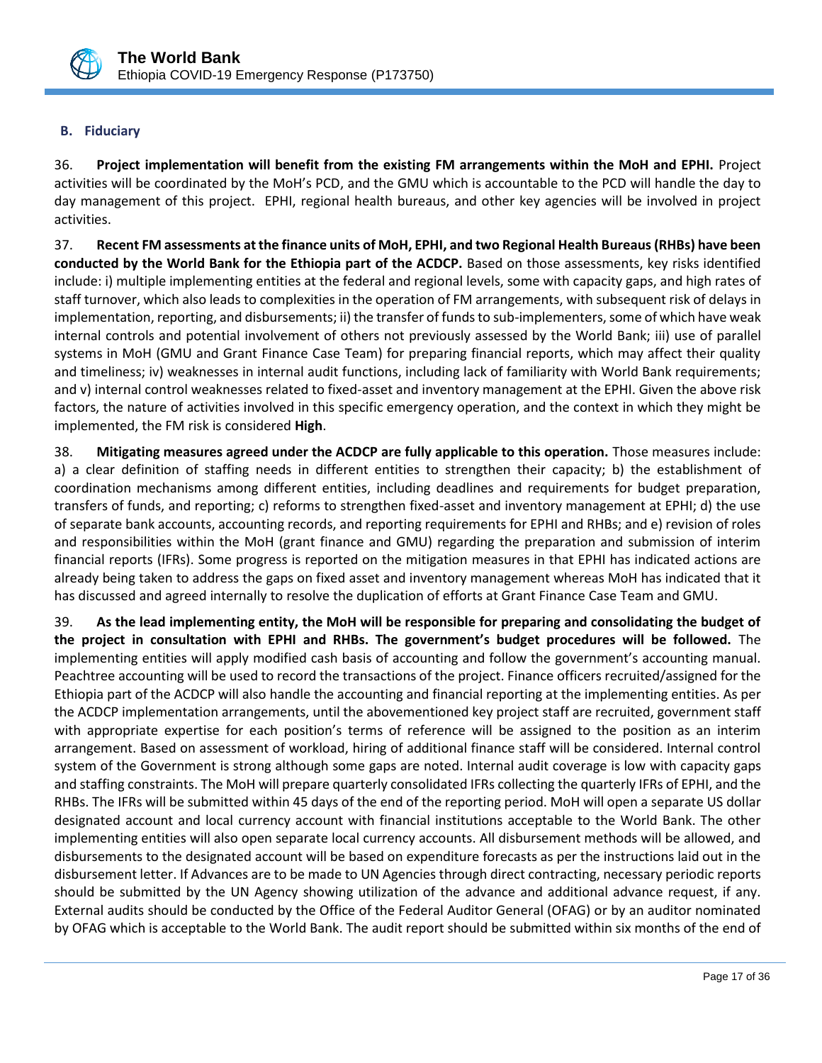### B. Fiduciary

36. **Project implementation will benefit from the existing FM arrangements within the MoH and EPHI.** Project activities will be coordinated by the MoH's PCD, and the GMU which is accountable to the PCD will handle the day to day management of this project. EPHI, regional health bureaus, and other key agencies will be involved in project activities.

37. **Recent FM assessments at the finance units of MoH, EPHI, and two Regional Health Bureaus (RHBs) have been conducted by the World Bank for the Ethiopia part of the ACDCP.** Based on those assessments, key risks identified include: i) multiple implementing entities at the federal and regional levels, some with capacity gaps, and high rates of staff turnover, which also leads to complexities in the operation of FM arrangements, with subsequent risk of delays in implementation, reporting, and disbursements; ii) the transfer of funds to sub-implementers, some of which have weak internal controls and potential involvement of others not previously assessed by the World Bank; iii) use of parallel systems in MoH (GMU and Grant Finance Case Team) for preparing financial reports, which may affect their quality and timeliness; iv) weaknesses in internal audit functions, including lack of familiarity with World Bank requirements; and v) internal control weaknesses related to fixed-asset and inventory management at the EPHI. Given the above risk factors, the nature of activities involved in this specific emergency operation, and the context in which they might be implemented, the FM risk is considered **High**.

38. **Mitigating measures agreed under the ACDCP are fully applicable to this operation.** Those measures include: a) a clear definition of staffing needs in different entities to strengthen their capacity; b) the establishment of coordination mechanisms among different entities, including deadlines and requirements for budget preparation, transfers of funds, and reporting; c) reforms to strengthen fixed-asset and inventory management at EPHI; d) the use of separate bank accounts, accounting records, and reporting requirements for EPHI and RHBs; and e) revision of roles and responsibilities within the MoH (grant finance and GMU) regarding the preparation and submission of interim financial reports (IFRs). Some progress is reported on the mitigation measures in that EPHI has indicated actions are already being taken to address the gaps on fixed asset and inventory management whereas MoH has indicated that it has discussed and agreed internally to resolve the duplication of efforts at Grant Finance Case Team and GMU.

39. **As the lead implementing entity, the MoH will be responsible for preparing and consolidating the budget of the project in consultation with EPHI and RHBs. The government's budget procedures will be followed.** The implementing entities will apply modified cash basis of accounting and follow the government's accounting manual. Peachtree accounting will be used to record the transactions of the project. Finance officers recruited/assigned for the Ethiopia part of the ACDCP will also handle the accounting and financial reporting at the implementing entities. As per the ACDCP implementation arrangements, until the abovementioned key project staff are recruited, government staff with appropriate expertise for each position's terms of reference will be assigned to the position as an interim arrangement. Based on assessment of workload, hiring of additional finance staff will be considered. Internal control system of the Government is strong although some gaps are noted. Internal audit coverage is low with capacity gaps and staffing constraints. The MoH will prepare quarterly consolidated IFRs collecting the quarterly IFRs of EPHI, and the RHBs. The IFRs will be submitted within 45 days of the end of the reporting period. MoH will open a separate US dollar designated account and local currency account with financial institutions acceptable to the World Bank. The other implementing entities will also open separate local currency accounts. All disbursement methods will be allowed, and disbursements to the designated account will be based on expenditure forecasts as per the instructions laid out in the disbursement letter. If Advances are to be made to UN Agencies through direct contracting, necessary periodic reports should be submitted by the UN Agency showing utilization of the advance and additional advance request, if any. External audits should be conducted by the Office of the Federal Auditor General (OFAG) or by an auditor nominated by OFAG which is acceptable to the World Bank. The audit report should be submitted within six months of the end of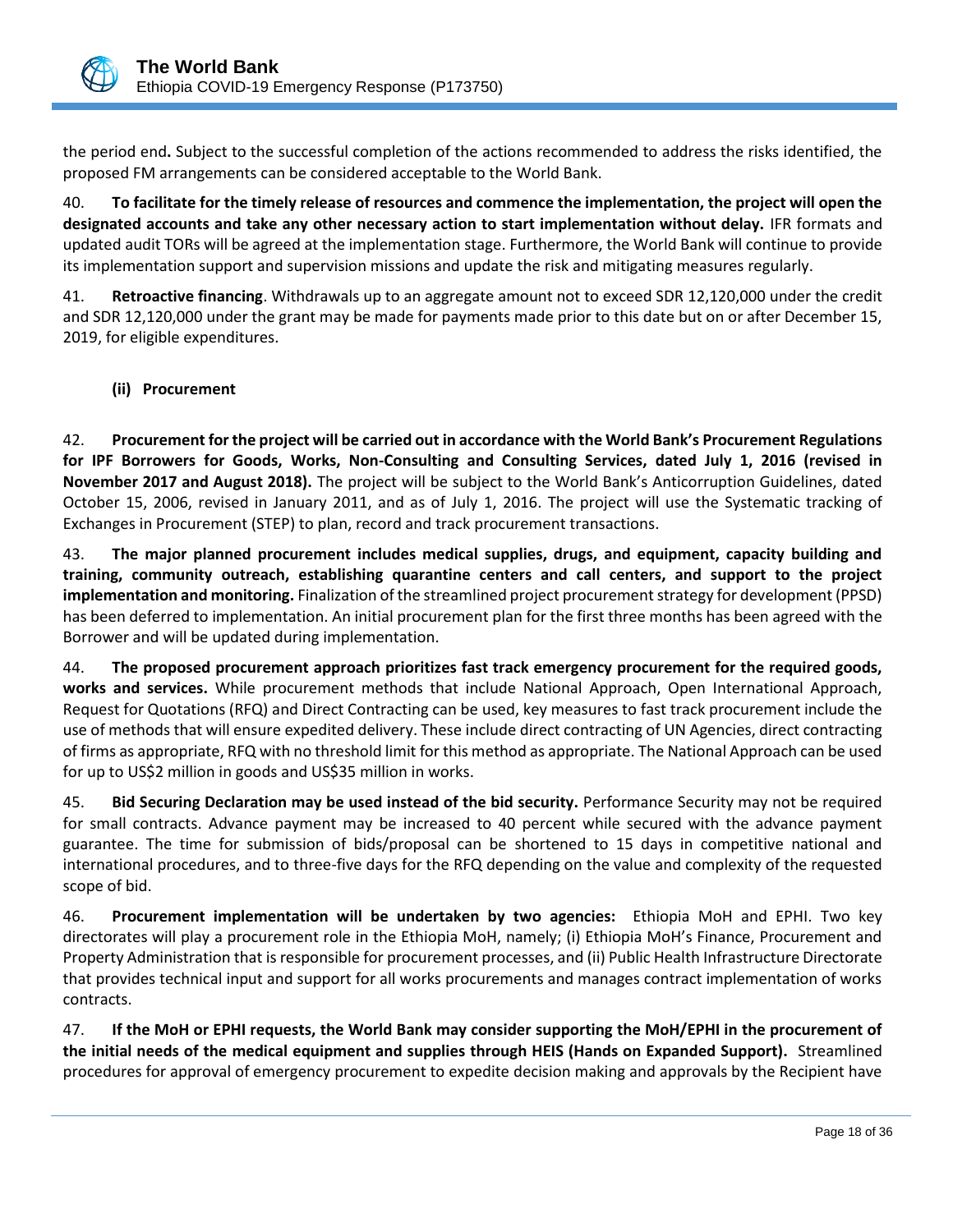the period end**.** Subject to the successful completion of the actions recommended to address the risks identified, the proposed FM arrangements can be considered acceptable to the World Bank.

40. **To facilitate for the timely release of resources and commence the implementation, the project will open the designated accounts and take any other necessary action to start implementation without delay.** IFR formats and updated audit TORs will be agreed at the implementation stage. Furthermore, the World Bank will continue to provide its implementation support and supervision missions and update the risk and mitigating measures regularly.

41. **Retroactive financing**. Withdrawals up to an aggregate amount not to exceed SDR 12,120,000 under the credit and SDR 12,120,000 under the grant may be made for payments made prior to this date but on or after December 15, 2019, for eligible expenditures.

**(ii) Procurement**

42. **Procurement for the project will be carried out in accordance with the World Bank's Procurement Regulations for IPF Borrowers for Goods, Works, Non-Consulting and Consulting Services, dated July 1, 2016 (revised in November 2017 and August 2018).** The project will be subject to the World Bank's Anticorruption Guidelines, dated October 15, 2006, revised in January 2011, and as of July 1, 2016. The project will use the Systematic tracking of Exchanges in Procurement (STEP) to plan, record and track procurement transactions.

43. **The major planned procurement includes medical supplies, drugs, and equipment, capacity building and training, community outreach, establishing quarantine centers and call centers, and support to the project implementation and monitoring.** Finalization of the streamlined project procurement strategy for development (PPSD) has been deferred to implementation. An initial procurement plan for the first three months has been agreed with the Borrower and will be updated during implementation.

44. **The proposed procurement approach prioritizes fast track emergency procurement for the required goods, works and services.** While procurement methods that include National Approach, Open International Approach, Request for Quotations (RFQ) and Direct Contracting can be used, key measures to fast track procurement include the use of methods that will ensure expedited delivery. These include direct contracting of UN Agencies, direct contracting of firms as appropriate, RFQ with no threshold limit for this method as appropriate. The National Approach can be used for up to US$2 million in goods and US$35 million in works.

45. **Bid Securing Declaration may be used instead of the bid security.** Performance Security may not be required for small contracts. Advance payment may be increased to 40 percent while secured with the advance payment guarantee. The time for submission of bids/proposal can be shortened to 15 days in competitive national and international procedures, and to three-five days for the RFQ depending on the value and complexity of the requested scope of bid.

46. **Procurement implementation will be undertaken by two agencies:** Ethiopia MoH and EPHI. Two key directorates will play a procurement role in the Ethiopia MoH, namely; (i) Ethiopia MoH's Finance, Procurement and Property Administration that is responsible for procurement processes, and (ii) Public Health Infrastructure Directorate that provides technical input and support for all works procurements and manages contract implementation of works contracts.

47. **If the MoH or EPHI requests, the World Bank may consider supporting the MoH/EPHI in the procurement of the initial needs of the medical equipment and supplies through HEIS (Hands on Expanded Support).** Streamlined procedures for approval of emergency procurement to expedite decision making and approvals by the Recipient have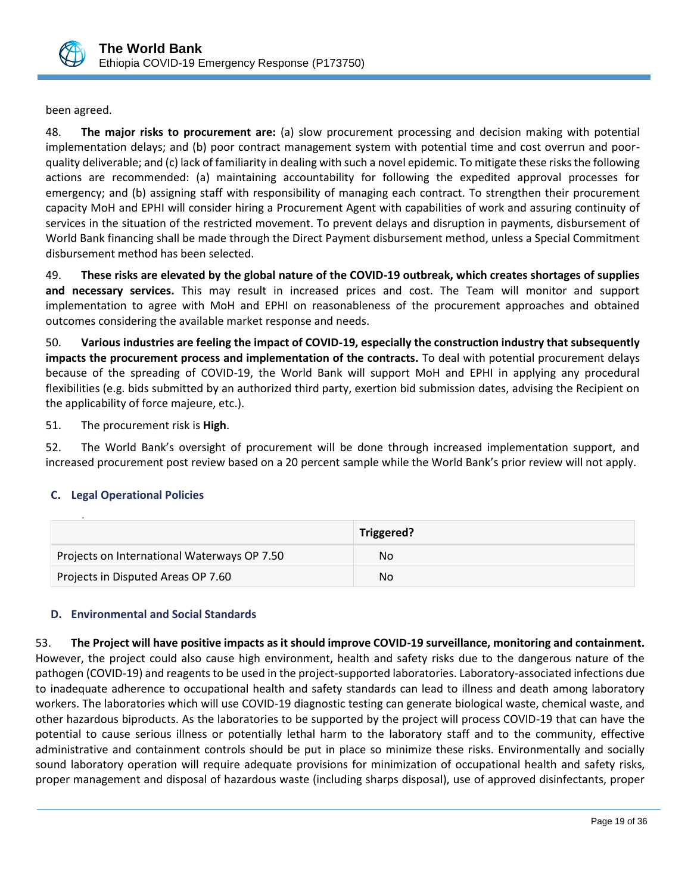been agreed.

48. **The major risks to procurement are:** (a) slow procurement processing and decision making with potential implementation delays; and (b) poor contract management system with potential time and cost overrun and poor-quality deliverable; and (c) lack of familiarity in dealing with such a novel epidemic. To mitigate these risks the following actions are recommended: (a) maintaining accountability for following the expedited approval processes for emergency; and (b) assigning staff with responsibility of managing each contract. To strengthen their procurement capacity MoH and EPHI will consider hiring a Procurement Agent with capabilities of work and assuring continuity of services in the situation of the restricted movement. To prevent delays and disruption in payments, disbursement of World Bank financing shall be made through the Direct Payment disbursement method, unless a Special Commitment disbursement method has been selected.

49. **These risks are elevated by the global nature of the COVID-19 outbreak, which creates shortages of supplies and necessary services.** This may result in increased prices and cost. The Team will monitor and support implementation to agree with MoH and EPHI on reasonableness of the procurement approaches and obtained outcomes considering the available market response and needs.

50. **Various industries are feeling the impact of COVID-19, especially the construction industry that subsequently impacts the procurement process and implementation of the contracts.** To deal with potential procurement delays because of the spreading of COVID-19, the World Bank will support MoH and EPHI in applying any procedural flexibilities (e.g. bids submitted by an authorized third party, exertion bid submission dates, advising the Recipient on the applicability of force majeure, etc.).

51. The procurement risk is **High**.

52. The World Bank's oversight of procurement will be done through increased implementation support, and increased procurement post review based on a 20 percent sample while the World Bank's prior review will not apply.

### C. Legal Operational Policies

| | Triggered? |
|---|---|
| Projects on International Waterways OP 7.50 | No |
| Projects in Disputed Areas OP 7.60 | No |

### D. Environmental and Social Standards

53. **The Project will have positive impacts as it should improve COVID-19 surveillance, monitoring and containment.** However, the project could also cause high environment, health and safety risks due to the dangerous nature of the pathogen (COVID-19) and reagents to be used in the project-supported laboratories. Laboratory-associated infections due to inadequate adherence to occupational health and safety standards can lead to illness and death among laboratory workers. The laboratories which will use COVID-19 diagnostic testing can generate biological waste, chemical waste, and other hazardous biproducts. As the laboratories to be supported by the project will process COVID-19 that can have the potential to cause serious illness or potentially lethal harm to the laboratory staff and to the community, effective administrative and containment controls should be put in place so minimize these risks. Environmentally and socially sound laboratory operation will require adequate provisions for minimization of occupational health and safety risks, proper management and disposal of hazardous waste (including sharps disposal), use of approved disinfectants, proper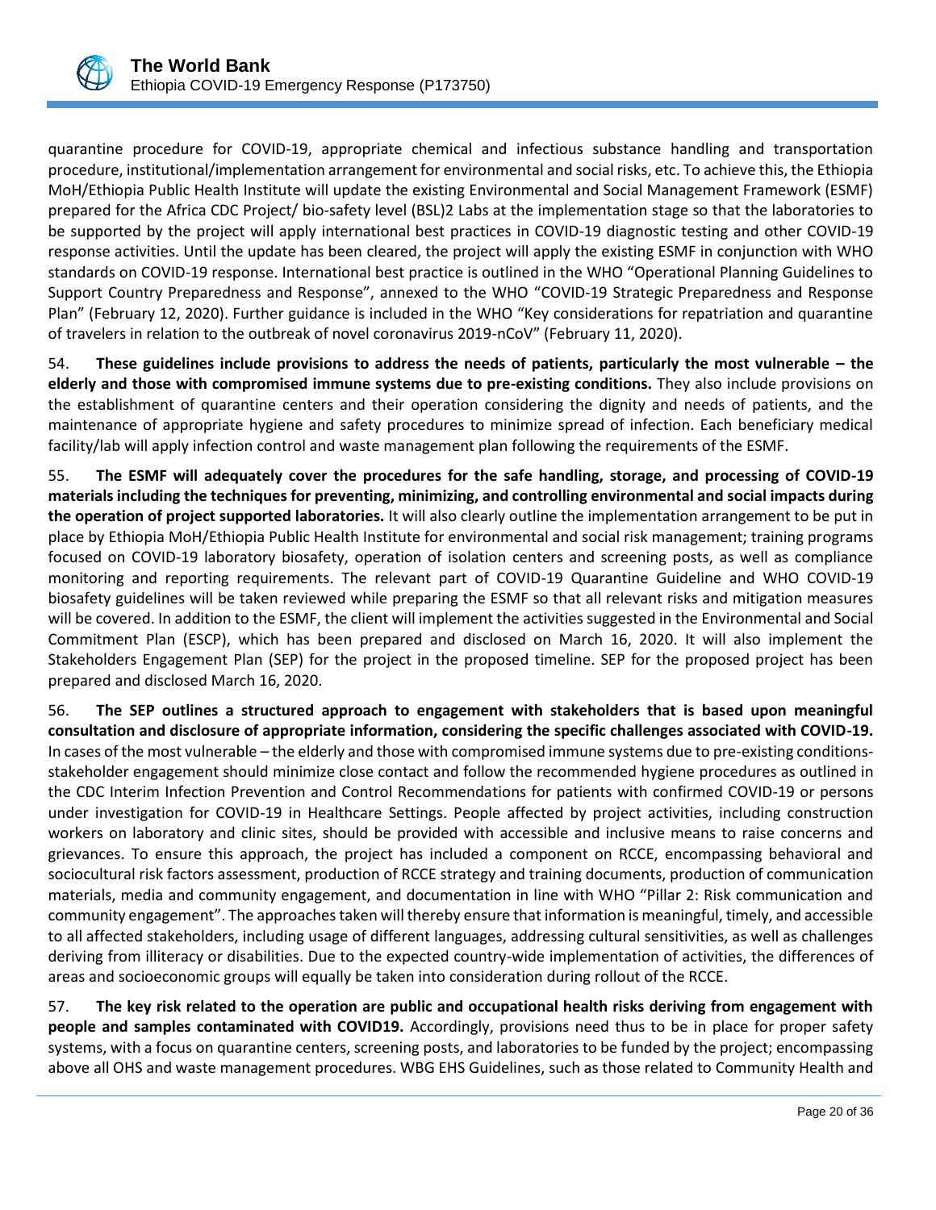quarantine procedure for COVID-19, appropriate chemical and infectious substance handling and transportation procedure, institutional/implementation arrangement for environmental and social risks, etc. To achieve this, the Ethiopia MoH/Ethiopia Public Health Institute will update the existing Environmental and Social Management Framework (ESMF) prepared for the Africa CDC Project/ bio-safety level (BSL)2 Labs at the implementation stage so that the laboratories to be supported by the project will apply international best practices in COVID-19 diagnostic testing and other COVID-19 response activities. Until the update has been cleared, the project will apply the existing ESMF in conjunction with WHO standards on COVID-19 response. International best practice is outlined in the WHO "Operational Planning Guidelines to Support Country Preparedness and Response", annexed to the WHO "COVID-19 Strategic Preparedness and Response Plan" (February 12, 2020). Further guidance is included in the WHO "Key considerations for repatriation and quarantine of travelers in relation to the outbreak of novel coronavirus 2019-nCoV" (February 11, 2020).

54. **These guidelines include provisions to address the needs of patients, particularly the most vulnerable – the elderly and those with compromised immune systems due to pre-existing conditions.** They also include provisions on the establishment of quarantine centers and their operation considering the dignity and needs of patients, and the maintenance of appropriate hygiene and safety procedures to minimize spread of infection. Each beneficiary medical facility/lab will apply infection control and waste management plan following the requirements of the ESMF.

55. **The ESMF will adequately cover the procedures for the safe handling, storage, and processing of COVID-19 materials including the techniques for preventing, minimizing, and controlling environmental and social impacts during the operation of project supported laboratories.** It will also clearly outline the implementation arrangement to be put in place by Ethiopia MoH/Ethiopia Public Health Institute for environmental and social risk management; training programs focused on COVID-19 laboratory biosafety, operation of isolation centers and screening posts, as well as compliance monitoring and reporting requirements. The relevant part of COVID-19 Quarantine Guideline and WHO COVID-19 biosafety guidelines will be taken reviewed while preparing the ESMF so that all relevant risks and mitigation measures will be covered. In addition to the ESMF, the client will implement the activities suggested in the Environmental and Social Commitment Plan (ESCP), which has been prepared and disclosed on March 16, 2020. It will also implement the Stakeholders Engagement Plan (SEP) for the project in the proposed timeline. SEP for the proposed project has been prepared and disclosed March 16, 2020.

56. **The SEP outlines a structured approach to engagement with stakeholders that is based upon meaningful consultation and disclosure of appropriate information, considering the specific challenges associated with COVID-19.** In cases of the most vulnerable – the elderly and those with compromised immune systems due to pre-existing conditions-stakeholder engagement should minimize close contact and follow the recommended hygiene procedures as outlined in the CDC Interim Infection Prevention and Control Recommendations for patients with confirmed COVID-19 or persons under investigation for COVID-19 in Healthcare Settings. People affected by project activities, including construction workers on laboratory and clinic sites, should be provided with accessible and inclusive means to raise concerns and grievances. To ensure this approach, the project has included a component on RCCE, encompassing behavioral and sociocultural risk factors assessment, production of RCCE strategy and training documents, production of communication materials, media and community engagement, and documentation in line with WHO "Pillar 2: Risk communication and community engagement". The approaches taken will thereby ensure that information is meaningful, timely, and accessible to all affected stakeholders, including usage of different languages, addressing cultural sensitivities, as well as challenges deriving from illiteracy or disabilities. Due to the expected country-wide implementation of activities, the differences of areas and socioeconomic groups will equally be taken into consideration during rollout of the RCCE.

57. **The key risk related to the operation are public and occupational health risks deriving from engagement with people and samples contaminated with COVID19.** Accordingly, provisions need thus to be in place for proper safety systems, with a focus on quarantine centers, screening posts, and laboratories to be funded by the project; encompassing above all OHS and waste management procedures. WBG EHS Guidelines, such as those related to Community Health and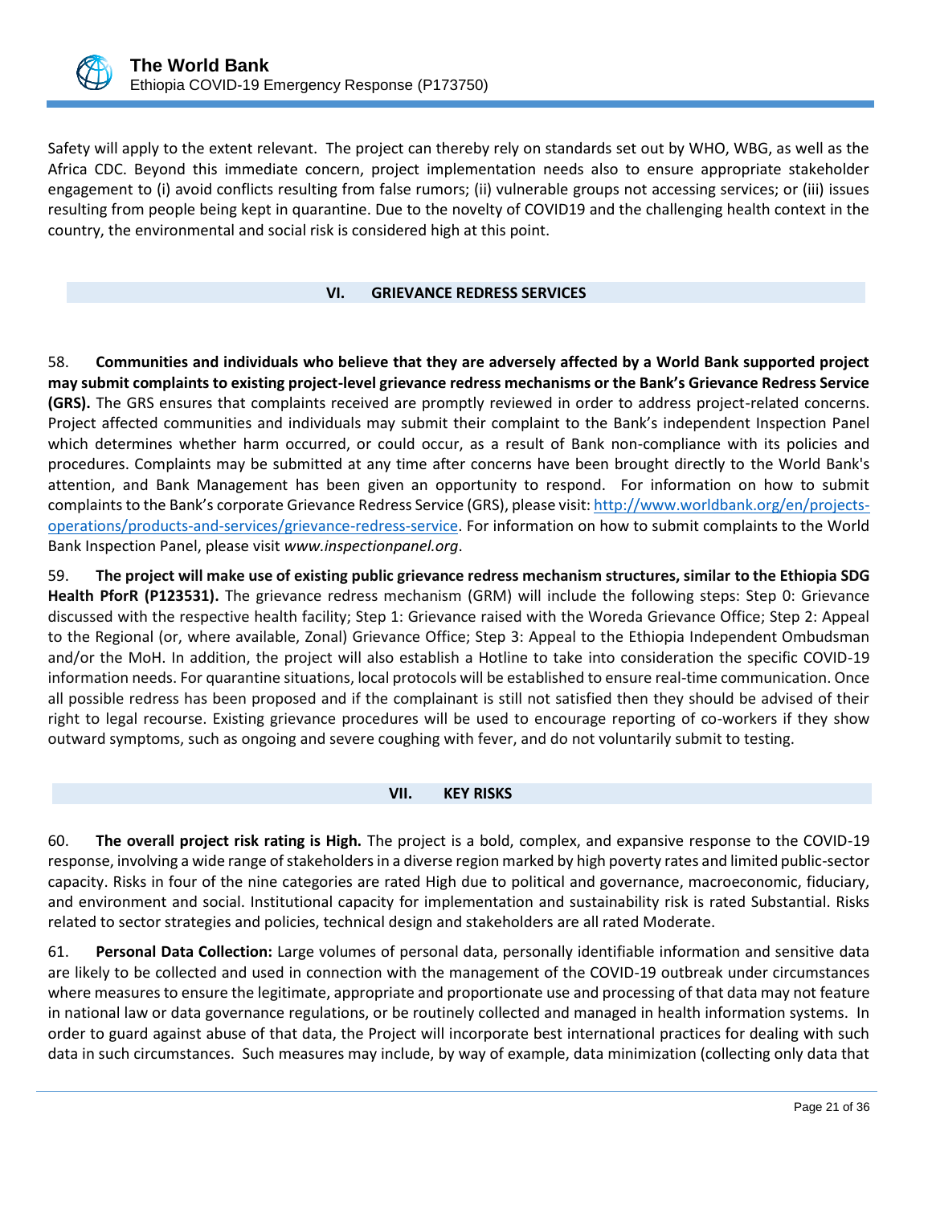Safety will apply to the extent relevant. The project can thereby rely on standards set out by WHO, WBG, as well as the Africa CDC. Beyond this immediate concern, project implementation needs also to ensure appropriate stakeholder engagement to (i) avoid conflicts resulting from false rumors; (ii) vulnerable groups not accessing services; or (iii) issues resulting from people being kept in quarantine. Due to the novelty of COVID19 and the challenging health context in the country, the environmental and social risk is considered high at this point.

## VI. GRIEVANCE REDRESS SERVICES

58. **Communities and individuals who believe that they are adversely affected by a World Bank supported project may submit complaints to existing project-level grievance redress mechanisms or the Bank's Grievance Redress Service (GRS).** The GRS ensures that complaints received are promptly reviewed in order to address project-related concerns. Project affected communities and individuals may submit their complaint to the Bank's independent Inspection Panel which determines whether harm occurred, or could occur, as a result of Bank non-compliance with its policies and procedures. Complaints may be submitted at any time after concerns have been brought directly to the World Bank's attention, and Bank Management has been given an opportunity to respond. For information on how to submit complaints to the Bank's corporate Grievance Redress Service (GRS), please visit: [http://www.worldbank.org/en/projects-operations/products-and-services/grievance-redress-service](http://www.worldbank.org/en/projects-operations/products-and-services/grievance-redress-service). For information on how to submit complaints to the World Bank Inspection Panel, please visit *www.inspectionpanel.org*.

59. **The project will make use of existing public grievance redress mechanism structures, similar to the Ethiopia SDG Health PforR (P123531).** The grievance redress mechanism (GRM) will include the following steps: Step 0: Grievance discussed with the respective health facility; Step 1: Grievance raised with the Woreda Grievance Office; Step 2: Appeal to the Regional (or, where available, Zonal) Grievance Office; Step 3: Appeal to the Ethiopia Independent Ombudsman and/or the MoH. In addition, the project will also establish a Hotline to take into consideration the specific COVID-19 information needs. For quarantine situations, local protocols will be established to ensure real-time communication. Once all possible redress has been proposed and if the complainant is still not satisfied then they should be advised of their right to legal recourse. Existing grievance procedures will be used to encourage reporting of co-workers if they show outward symptoms, such as ongoing and severe coughing with fever, and do not voluntarily submit to testing.

## VII. KEY RISKS

60. **The overall project risk rating is High.** The project is a bold, complex, and expansive response to the COVID-19 response, involving a wide range of stakeholders in a diverse region marked by high poverty rates and limited public-sector capacity. Risks in four of the nine categories are rated High due to political and governance, macroeconomic, fiduciary, and environment and social. Institutional capacity for implementation and sustainability risk is rated Substantial. Risks related to sector strategies and policies, technical design and stakeholders are all rated Moderate.

61. **Personal Data Collection:** Large volumes of personal data, personally identifiable information and sensitive data are likely to be collected and used in connection with the management of the COVID-19 outbreak under circumstances where measures to ensure the legitimate, appropriate and proportionate use and processing of that data may not feature in national law or data governance regulations, or be routinely collected and managed in health information systems. In order to guard against abuse of that data, the Project will incorporate best international practices for dealing with such data in such circumstances. Such measures may include, by way of example, data minimization (collecting only data that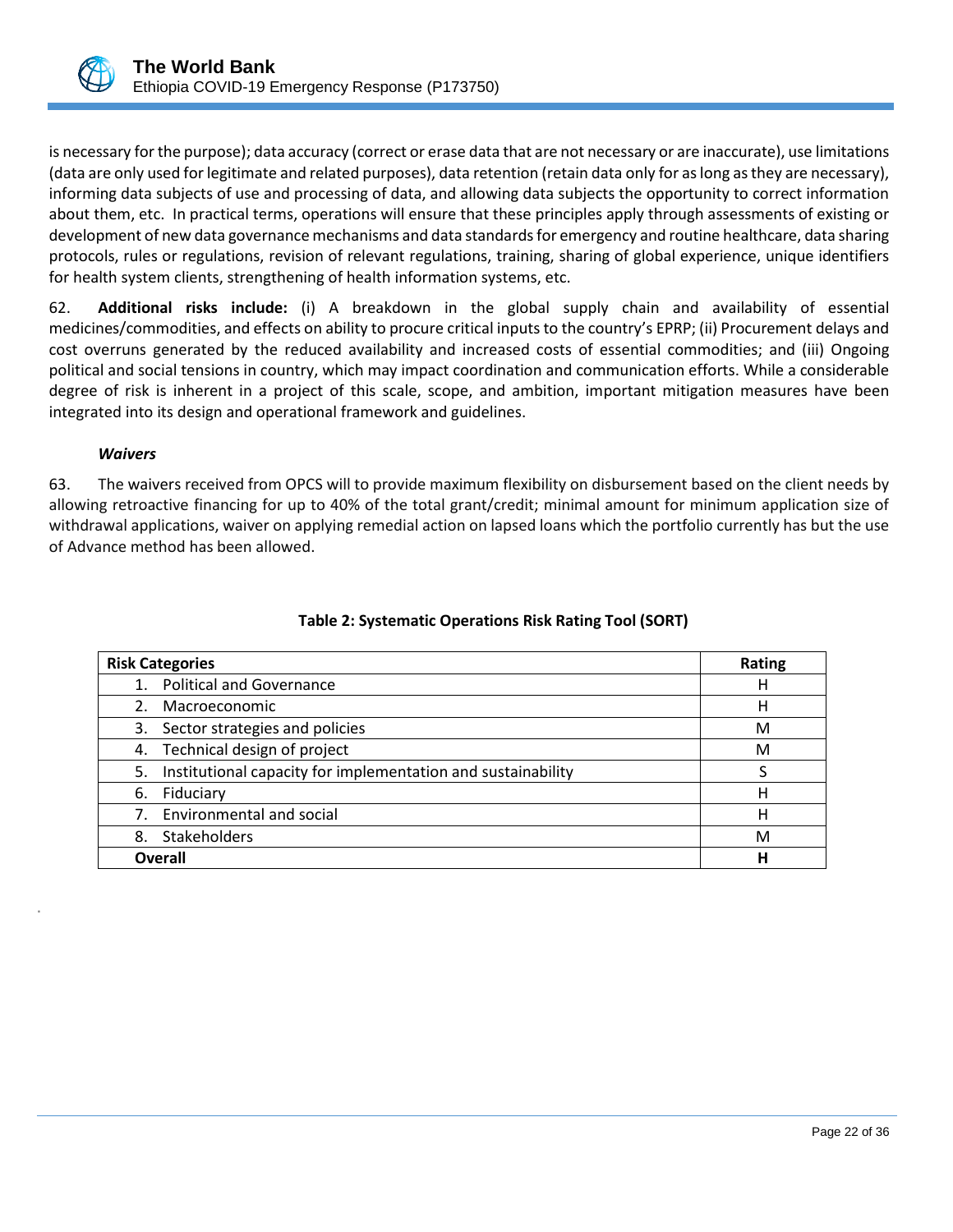is necessary for the purpose); data accuracy (correct or erase data that are not necessary or are inaccurate), use limitations (data are only used for legitimate and related purposes), data retention (retain data only for as long as they are necessary), informing data subjects of use and processing of data, and allowing data subjects the opportunity to correct information about them, etc. In practical terms, operations will ensure that these principles apply through assessments of existing or development of new data governance mechanisms and data standards for emergency and routine healthcare, data sharing protocols, rules or regulations, revision of relevant regulations, training, sharing of global experience, unique identifiers for health system clients, strengthening of health information systems, etc.

62. **Additional risks include:** (i) A breakdown in the global supply chain and availability of essential medicines/commodities, and effects on ability to procure critical inputs to the country's EPRP; (ii) Procurement delays and cost overruns generated by the reduced availability and increased costs of essential commodities; and (iii) Ongoing political and social tensions in country, which may impact coordination and communication efforts. While a considerable degree of risk is inherent in a project of this scale, scope, and ambition, important mitigation measures have been integrated into its design and operational framework and guidelines.

***Waivers***

63. The waivers received from OPCS will to provide maximum flexibility on disbursement based on the client needs by allowing retroactive financing for up to 40% of the total grant/credit; minimal amount for minimum application size of withdrawal applications, waiver on applying remedial action on lapsed loans which the portfolio currently has but the use of Advance method has been allowed.

**Table 2: Systematic Operations Risk Rating Tool (SORT)**

| **Risk Categories** | **Rating** |
|---|---|
| 1. Political and Governance | H |
| 2. Macroeconomic | H |
| 3. Sector strategies and policies | M |
| 4. Technical design of project | M |
| 5. Institutional capacity for implementation and sustainability | S |
| 6. Fiduciary | H |
| 7. Environmental and social | H |
| 8. Stakeholders | M |
| **Overall** | **H** |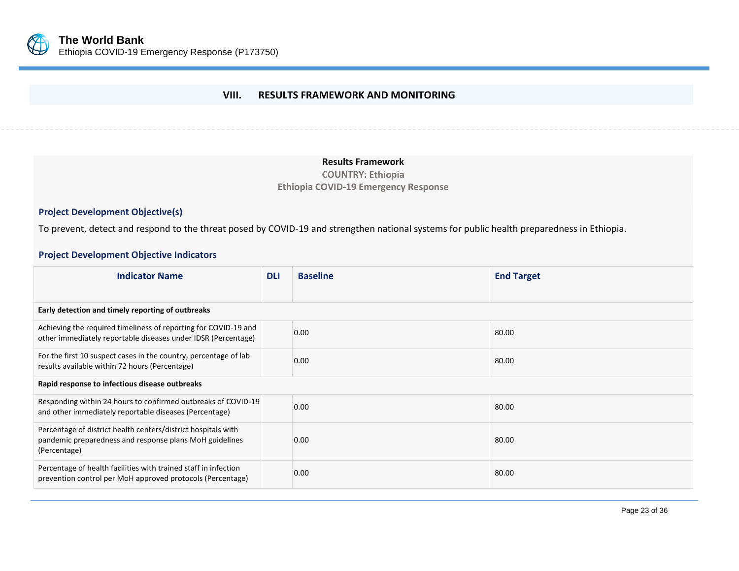## VIII. RESULTS FRAMEWORK AND MONITORING

**Results Framework**
**COUNTRY: Ethiopia**
**Ethiopia COVID-19 Emergency Response**

### Project Development Objective(s)

To prevent, detect and respond to the threat posed by COVID-19 and strengthen national systems for public health preparedness in Ethiopia.

### Project Development Objective Indicators

| Indicator Name | DLI | Baseline | End Target |
|---|---|---|---|
| **Early detection and timely reporting of outbreaks** | | | |
| Achieving the required timeliness of reporting for COVID-19 and other immediately reportable diseases under IDSR (Percentage) | | 0.00 | 80.00 |
| For the first 10 suspect cases in the country, percentage of lab results available within 72 hours (Percentage) | | 0.00 | 80.00 |
| **Rapid response to infectious disease outbreaks** | | | |
| Responding within 24 hours to confirmed outbreaks of COVID-19 and other immediately reportable diseases (Percentage) | | 0.00 | 80.00 |
| Percentage of district health centers/district hospitals with pandemic preparedness and response plans MoH guidelines (Percentage) | | 0.00 | 80.00 |
| Percentage of health facilities with trained staff in infection prevention control per MoH approved protocols (Percentage) | | 0.00 | 80.00 |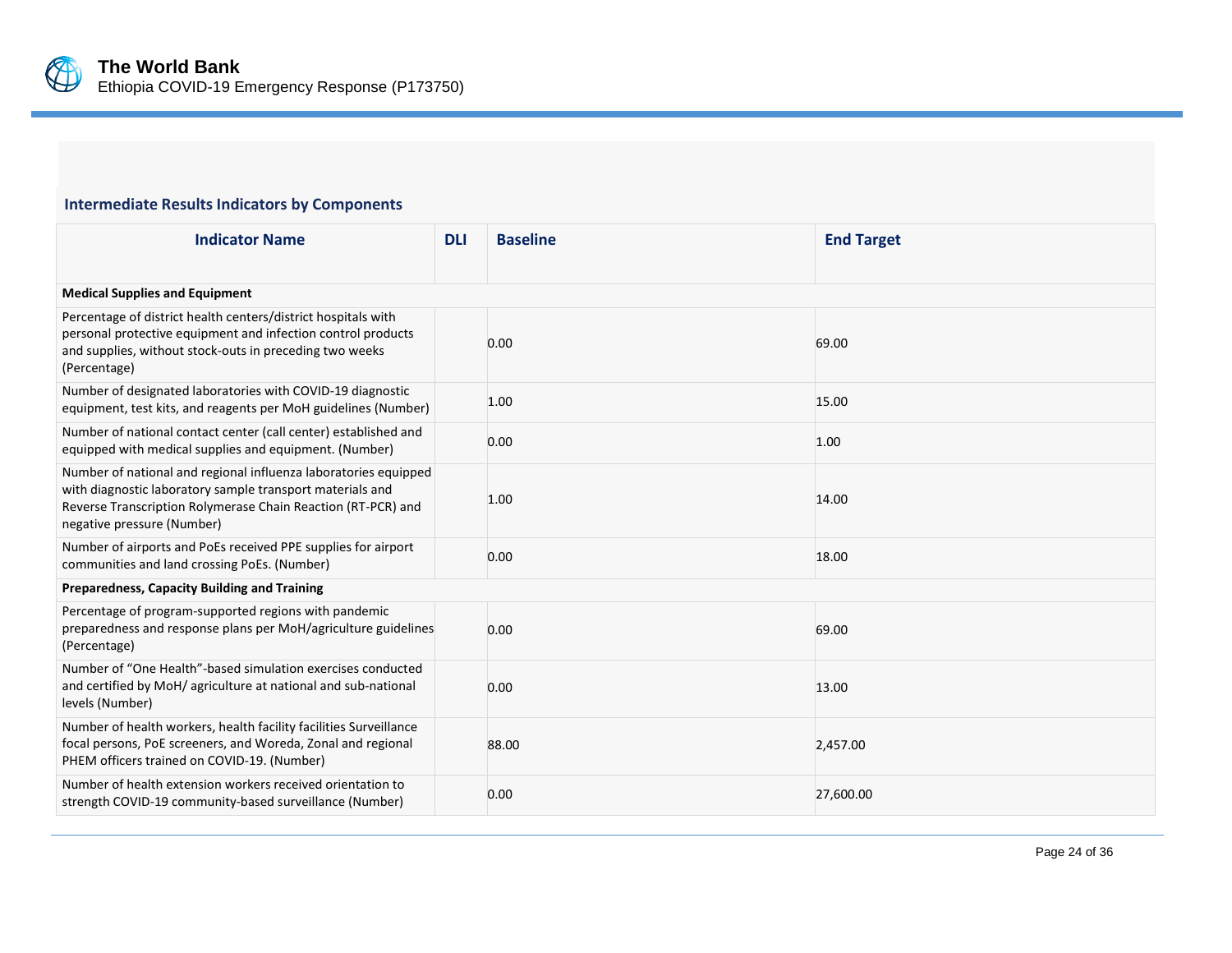### Intermediate Results Indicators by Components

| Indicator Name | DLI | Baseline | End Target |
|---|---|---|---|
| **Medical Supplies and Equipment** | | | |
| Percentage of district health centers/district hospitals with personal protective equipment and infection control products and supplies, without stock-outs in preceding two weeks (Percentage) | | 0.00 | 69.00 |
| Number of designated laboratories with COVID-19 diagnostic equipment, test kits, and reagents per MoH guidelines (Number) | | 1.00 | 15.00 |
| Number of national contact center (call center) established and equipped with medical supplies and equipment. (Number) | | 0.00 | 1.00 |
| Number of national and regional influenza laboratories equipped with diagnostic laboratory sample transport materials and Reverse Transcription Rolymerase Chain Reaction (RT-PCR) and negative pressure (Number) | | 1.00 | 14.00 |
| Number of airports and PoEs received PPE supplies for airport communities and land crossing PoEs. (Number) | | 0.00 | 18.00 |
| **Preparedness, Capacity Building and Training** | | | |
| Percentage of program-supported regions with pandemic preparedness and response plans per MoH/agriculture guidelines (Percentage) | | 0.00 | 69.00 |
| Number of “One Health”-based simulation exercises conducted and certified by MoH/ agriculture at national and sub-national levels (Number) | | 0.00 | 13.00 |
| Number of health workers, health facility facilities Surveillance focal persons, PoE screeners, and Woreda, Zonal and regional PHEM officers trained on COVID-19. (Number) | | 88.00 | 2,457.00 |
| Number of health extension workers received orientation to strength COVID-19 community-based surveillance (Number) | | 0.00 | 27,600.00 |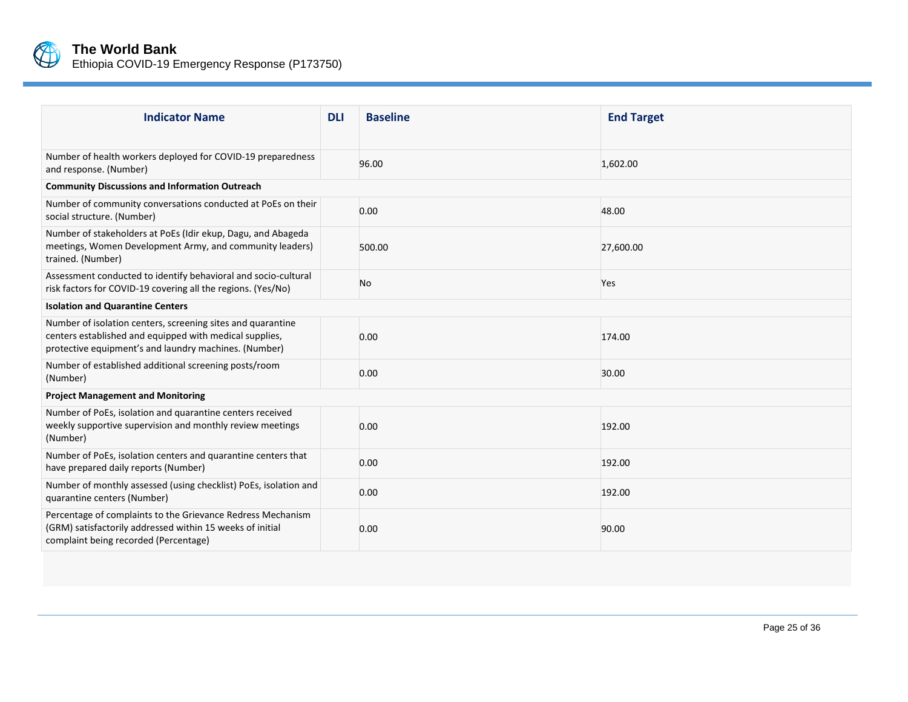| Indicator Name | DLI | Baseline | End Target |
|---|---|---|---|
| Number of health workers deployed for COVID-19 preparedness and response. (Number) | | 96.00 | 1,602.00 |
| **Community Discussions and Information Outreach** | | | |
| Number of community conversations conducted at PoEs on their social structure. (Number) | | 0.00 | 48.00 |
| Number of stakeholders at PoEs (Idir ekup, Dagu, and Abageda meetings, Women Development Army, and community leaders) trained. (Number) | | 500.00 | 27,600.00 |
| Assessment conducted to identify behavioral and socio-cultural risk factors for COVID-19 covering all the regions. (Yes/No) | | No | Yes |
| **Isolation and Quarantine Centers** | | | |
| Number of isolation centers, screening sites and quarantine centers established and equipped with medical supplies, protective equipment's and laundry machines. (Number) | | 0.00 | 174.00 |
| Number of established additional screening posts/room (Number) | | 0.00 | 30.00 |
| **Project Management and Monitoring** | | | |
| Number of PoEs, isolation and quarantine centers received weekly supportive supervision and monthly review meetings (Number) | | 0.00 | 192.00 |
| Number of PoEs, isolation centers and quarantine centers that have prepared daily reports (Number) | | 0.00 | 192.00 |
| Number of monthly assessed (using checklist) PoEs, isolation and quarantine centers (Number) | | 0.00 | 192.00 |
| Percentage of complaints to the Grievance Redress Mechanism (GRM) satisfactorily addressed within 15 weeks of initial complaint being recorded (Percentage) | | 0.00 | 90.00 |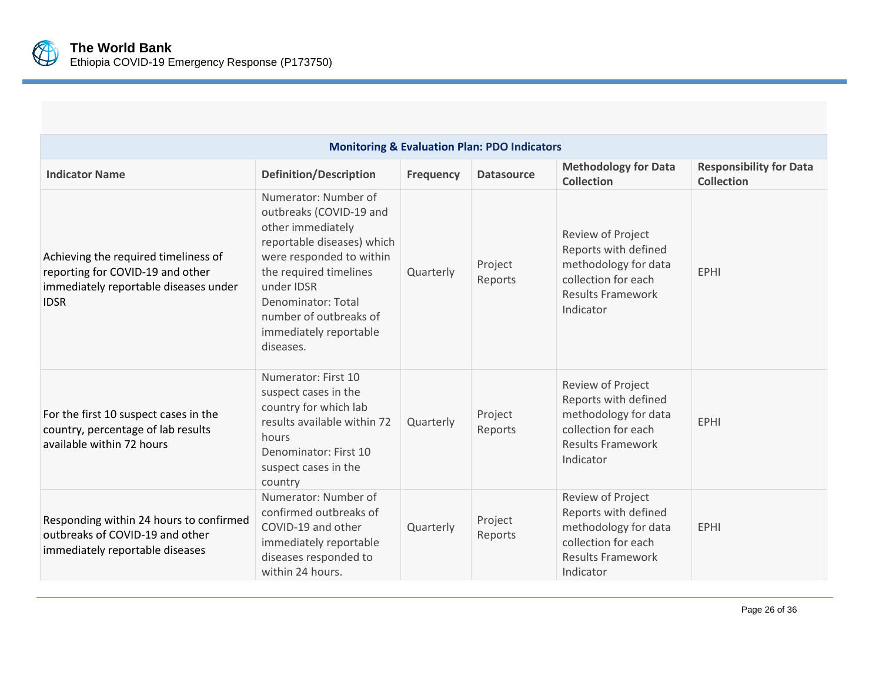| Monitoring & Evaluation Plan: PDO Indicators | | | | | |
|---|---|---|---|---|---|
| **Indicator Name** | **Definition/Description** | **Frequency** | **Datasource** | **Methodology for Data Collection** | **Responsibility for Data Collection** |
| Achieving the required timeliness of reporting for COVID-19 and other immediately reportable diseases under IDSR | Numerator: Number of outbreaks (COVID-19 and other immediately reportable diseases) which were responded to within the required timelines under IDSR<br>Denominator: Total number of outbreaks of immediately reportable diseases. | Quarterly | Project Reports | Review of Project Reports with defined methodology for data collection for each Results Framework Indicator | EPHI |
| For the first 10 suspect cases in the country, percentage of lab results available within 72 hours | Numerator: First 10 suspect cases in the country for which lab results available within 72 hours<br>Denominator: First 10 suspect cases in the country | Quarterly | Project Reports | Review of Project Reports with defined methodology for data collection for each Results Framework Indicator | EPHI |
| Responding within 24 hours to confirmed outbreaks of COVID-19 and other immediately reportable diseases | Numerator: Number of confirmed outbreaks of COVID-19 and other immediately reportable diseases responded to within 24 hours. | Quarterly | Project Reports | Review of Project Reports with defined methodology for data collection for each Results Framework Indicator | EPHI |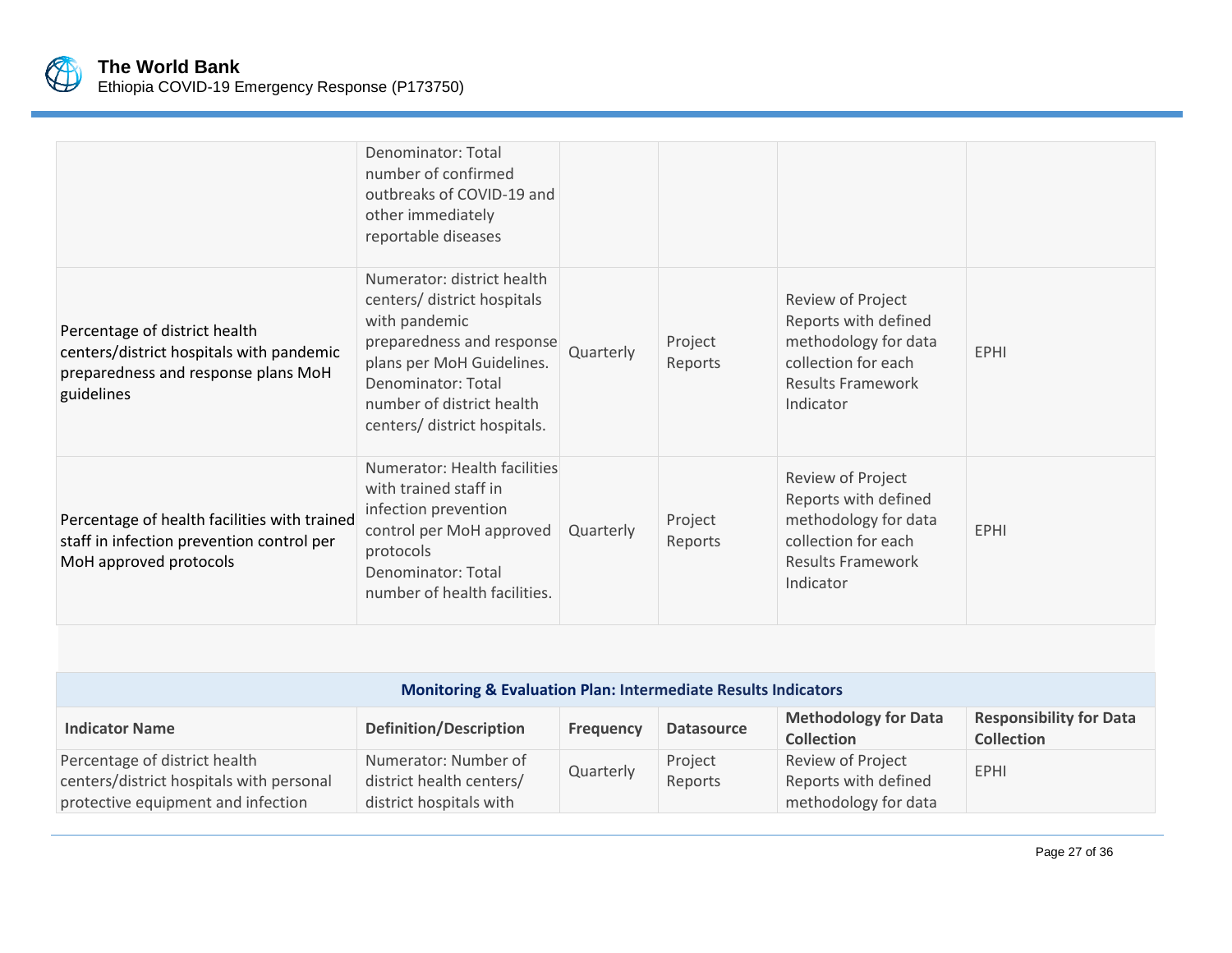| | | | | | |
|---|---|---|---|---|---|
| | Denominator: Total number of confirmed outbreaks of COVID-19 and other immediately reportable diseases | | | | |
| Percentage of district health centers/district hospitals with pandemic preparedness and response plans MoH guidelines | Numerator: district health centers/ district hospitals with pandemic preparedness and response plans per MoH Guidelines. Denominator: Total number of district health centers/ district hospitals. | Quarterly | Project Reports | Review of Project Reports with defined methodology for data collection for each Results Framework Indicator | EPHI |
| Percentage of health facilities with trained staff in infection prevention control per MoH approved protocols | Numerator: Health facilities with trained staff in infection prevention control per MoH approved protocols Denominator: Total number of health facilities. | Quarterly | Project Reports | Review of Project Reports with defined methodology for data collection for each Results Framework Indicator | EPHI |

**Monitoring & Evaluation Plan: Intermediate Results Indicators**

| Indicator Name | Definition/Description | Frequency | Datasource | Methodology for Data Collection | Responsibility for Data Collection |
|---|---|---|---|---|---|
| Percentage of district health centers/district hospitals with personal protective equipment and infection | Numerator: Number of district health centers/ district hospitals with | Quarterly | Project Reports | Review of Project Reports with defined methodology for data | EPHI |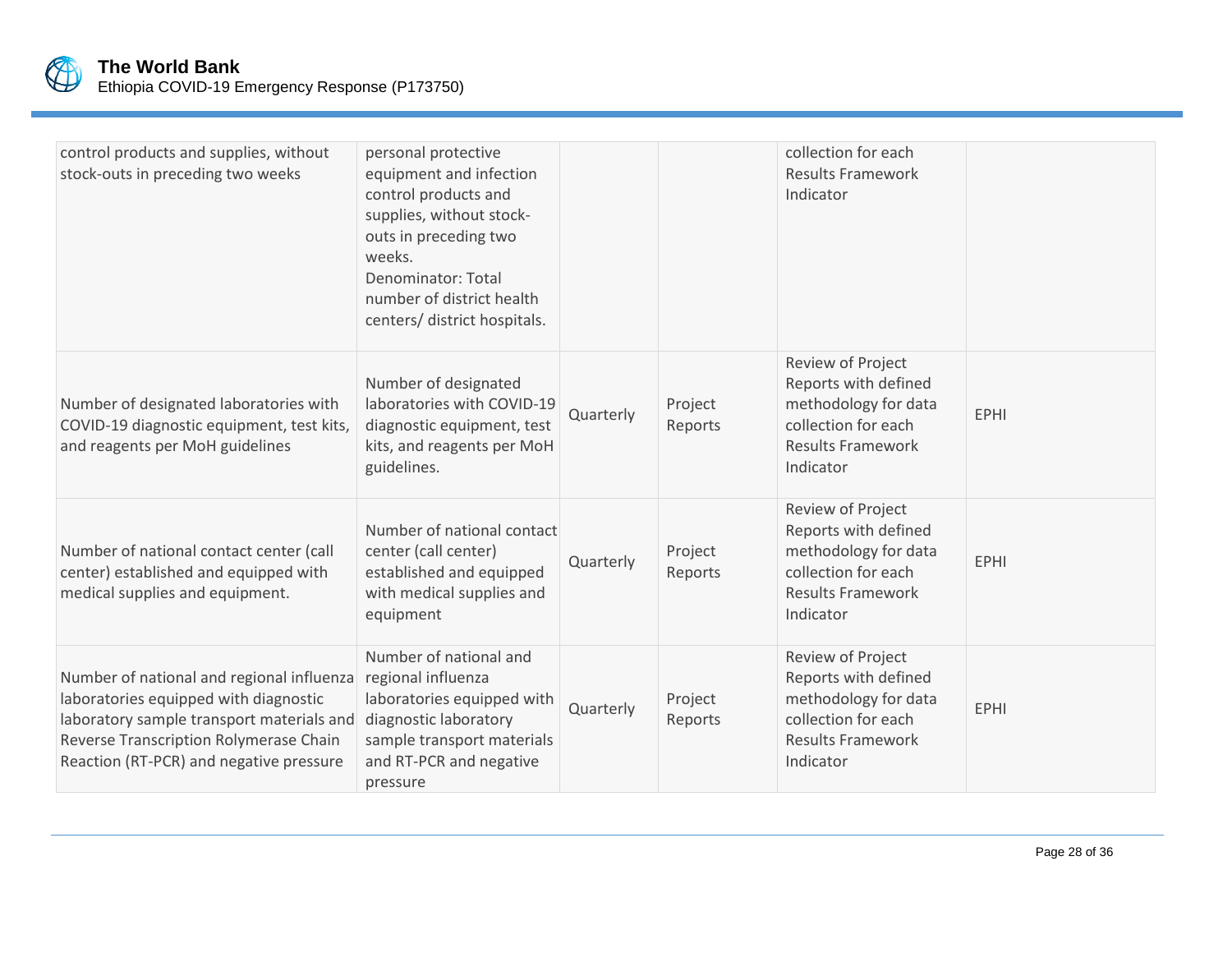| | | | | | |
|---|---|---|---|---|---|
| control products and supplies, without stock-outs in preceding two weeks | personal protective equipment and infection control products and supplies, without stock-outs in preceding two weeks.<br>Denominator: Total number of district health centers/ district hospitals. | | | collection for each Results Framework Indicator | |
| Number of designated laboratories with COVID-19 diagnostic equipment, test kits, and reagents per MoH guidelines | Number of designated laboratories with COVID-19 diagnostic equipment, test kits, and reagents per MoH guidelines. | Quarterly | Project Reports | Review of Project Reports with defined methodology for data collection for each Results Framework Indicator | EPHI |
| Number of national contact center (call center) established and equipped with medical supplies and equipment. | Number of national contact center (call center) established and equipped with medical supplies and equipment | Quarterly | Project Reports | Review of Project Reports with defined methodology for data collection for each Results Framework Indicator | EPHI |
| Number of national and regional influenza laboratories equipped with diagnostic laboratory sample transport materials and Reverse Transcription Rolymerase Chain Reaction (RT-PCR) and negative pressure | Number of national and regional influenza laboratories equipped with diagnostic laboratory sample transport materials and RT-PCR and negative pressure | Quarterly | Project Reports | Review of Project Reports with defined methodology for data collection for each Results Framework Indicator | EPHI |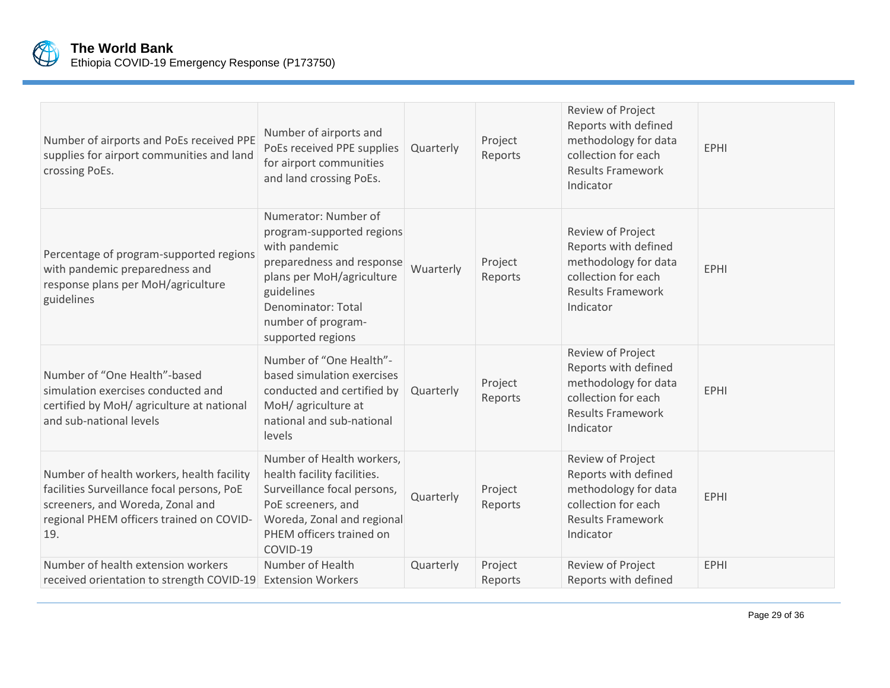| | | | | | |
|---|---|---|---|---|---|
| Number of airports and PoEs received PPE supplies for airport communities and land crossing PoEs. | Number of airports and PoEs received PPE supplies for airport communities and land crossing PoEs. | Quarterly | Project Reports | Review of Project Reports with defined methodology for data collection for each Results Framework Indicator | EPHI |
| Percentage of program-supported regions with pandemic preparedness and response plans per MoH/agriculture guidelines | Numerator: Number of program-supported regions with pandemic preparedness and response plans per MoH/agriculture guidelines<br>Denominator: Total number of program-supported regions | Wuarterly | Project Reports | Review of Project Reports with defined methodology for data collection for each Results Framework Indicator | EPHI |
| Number of "One Health"-based simulation exercises conducted and certified by MoH/ agriculture at national and sub-national levels | Number of "One Health"-based simulation exercises conducted and certified by MoH/ agriculture at national and sub-national levels | Quarterly | Project Reports | Review of Project Reports with defined methodology for data collection for each Results Framework Indicator | EPHI |
| Number of health workers, health facility facilities Surveillance focal persons, PoE screeners, and Woreda, Zonal and regional PHEM officers trained on COVID-19. | Number of Health workers, health facility facilities. Surveillance focal persons, PoE screeners, and Woreda, Zonal and regional PHEM officers trained on COVID-19 | Quarterly | Project Reports | Review of Project Reports with defined methodology for data collection for each Results Framework Indicator | EPHI |
| Number of health extension workers received orientation to strength COVID-19 | Number of Health Extension Workers | Quarterly | Project Reports | Review of Project Reports with defined | EPHI |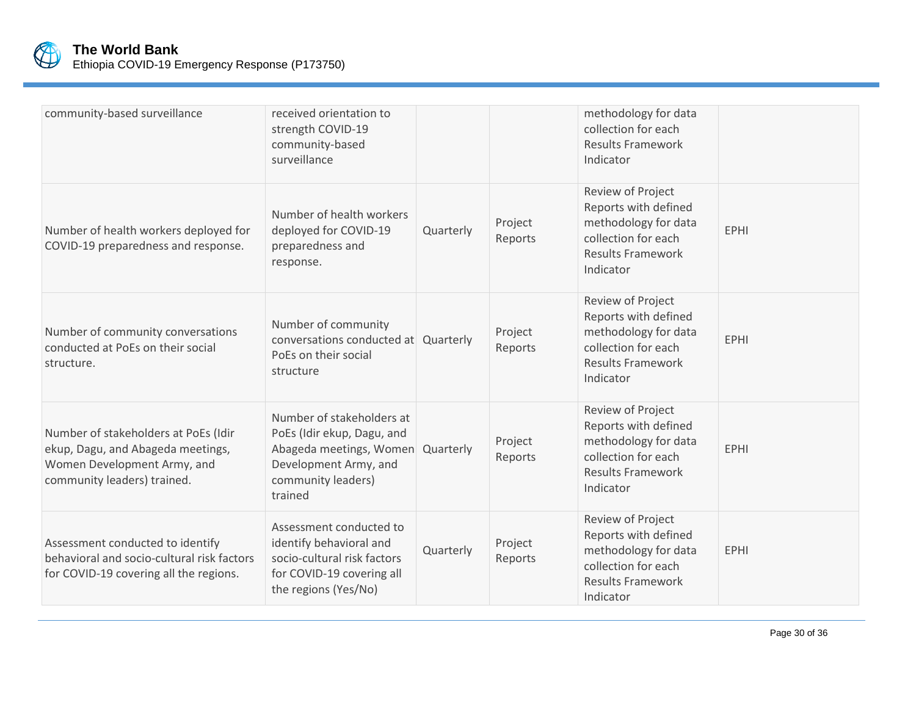| | | | | | |
|---|---|---|---|---|---|
| community-based surveillance | received orientation to strength COVID-19 community-based surveillance | | | methodology for data collection for each Results Framework Indicator | |
| Number of health workers deployed for COVID-19 preparedness and response. | Number of health workers deployed for COVID-19 preparedness and response. | Quarterly | Project Reports | Review of Project Reports with defined methodology for data collection for each Results Framework Indicator | EPHI |
| Number of community conversations conducted at PoEs on their social structure. | Number of community conversations conducted at PoEs on their social structure | Quarterly | Project Reports | Review of Project Reports with defined methodology for data collection for each Results Framework Indicator | EPHI |
| Number of stakeholders at PoEs (Idir ekup, Dagu, and Abageda meetings, Women Development Army, and community leaders) trained. | Number of stakeholders at PoEs (Idir ekup, Dagu, and Abageda meetings, Women Development Army, and community leaders) trained | Quarterly | Project Reports | Review of Project Reports with defined methodology for data collection for each Results Framework Indicator | EPHI |
| Assessment conducted to identify behavioral and socio-cultural risk factors for COVID-19 covering all the regions. | Assessment conducted to identify behavioral and socio-cultural risk factors for COVID-19 covering all the regions (Yes/No) | Quarterly | Project Reports | Review of Project Reports with defined methodology for data collection for each Results Framework Indicator | EPHI |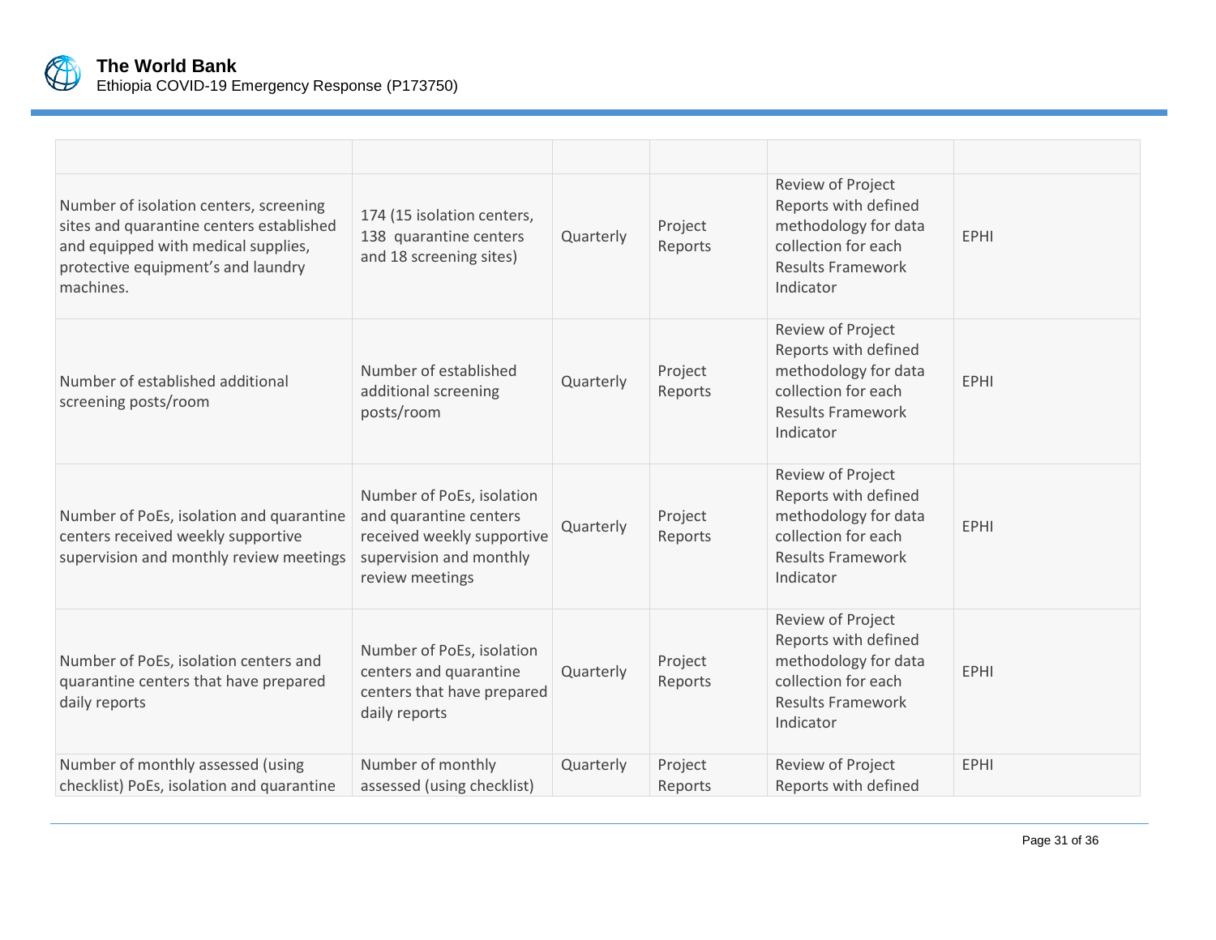| | | | | | |
|---|---|---|---|---|---|
| Number of isolation centers, screening sites and quarantine centers established and equipped with medical supplies, protective equipment's and laundry machines. | 174 (15 isolation centers, 138 quarantine centers and 18 screening sites) | Quarterly | Project Reports | Review of Project Reports with defined methodology for data collection for each Results Framework Indicator | EPHI |
| Number of established additional screening posts/room | Number of established additional screening posts/room | Quarterly | Project Reports | Review of Project Reports with defined methodology for data collection for each Results Framework Indicator | EPHI |
| Number of PoEs, isolation and quarantine centers received weekly supportive supervision and monthly review meetings | Number of PoEs, isolation and quarantine centers received weekly supportive supervision and monthly review meetings | Quarterly | Project Reports | Review of Project Reports with defined methodology for data collection for each Results Framework Indicator | EPHI |
| Number of PoEs, isolation centers and quarantine centers that have prepared daily reports | Number of PoEs, isolation centers and quarantine centers that have prepared daily reports | Quarterly | Project Reports | Review of Project Reports with defined methodology for data collection for each Results Framework Indicator | EPHI |
| Number of monthly assessed (using checklist) PoEs, isolation and quarantine | Number of monthly assessed (using checklist) | Quarterly | Project Reports | Review of Project Reports with defined | EPHI |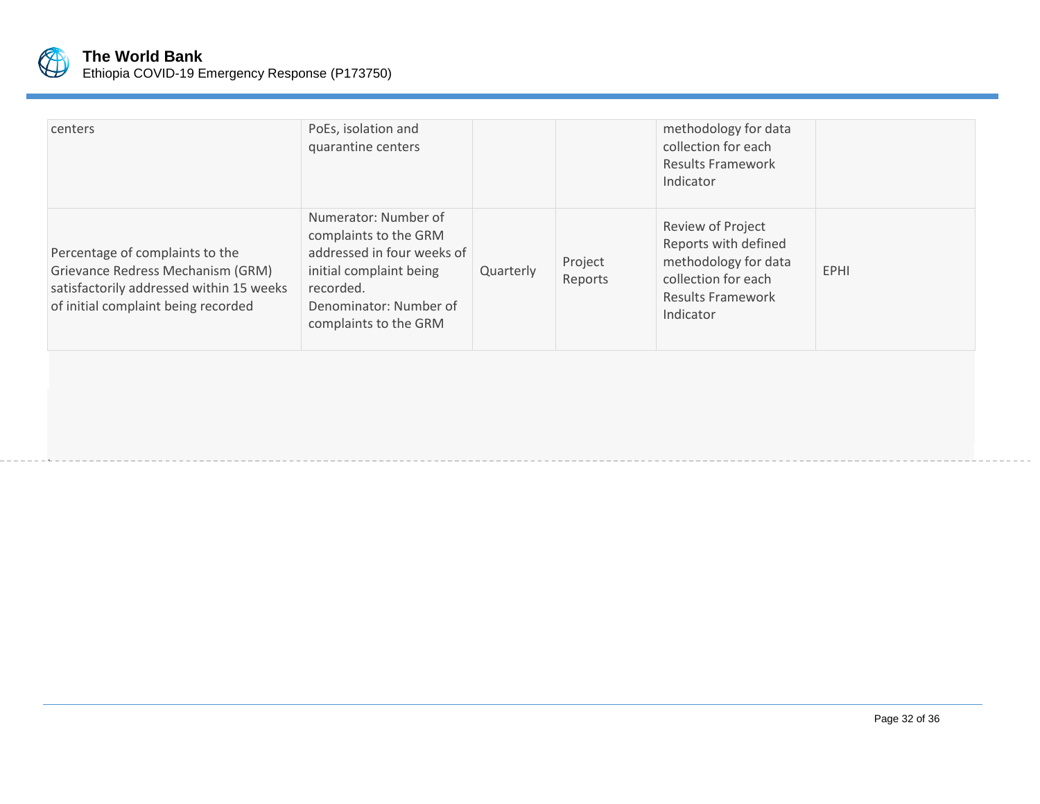| | | | | | |
|---|---|---|---|---|---|
| centers | PoEs, isolation and quarantine centers | | | methodology for data collection for each Results Framework Indicator | |
| Percentage of complaints to the Grievance Redress Mechanism (GRM) satisfactorily addressed within 15 weeks of initial complaint being recorded | Numerator: Number of complaints to the GRM addressed in four weeks of initial complaint being recorded. Denominator: Number of complaints to the GRM | Quarterly | Project Reports | Review of Project Reports with defined methodology for data collection for each Results Framework Indicator | EPHI |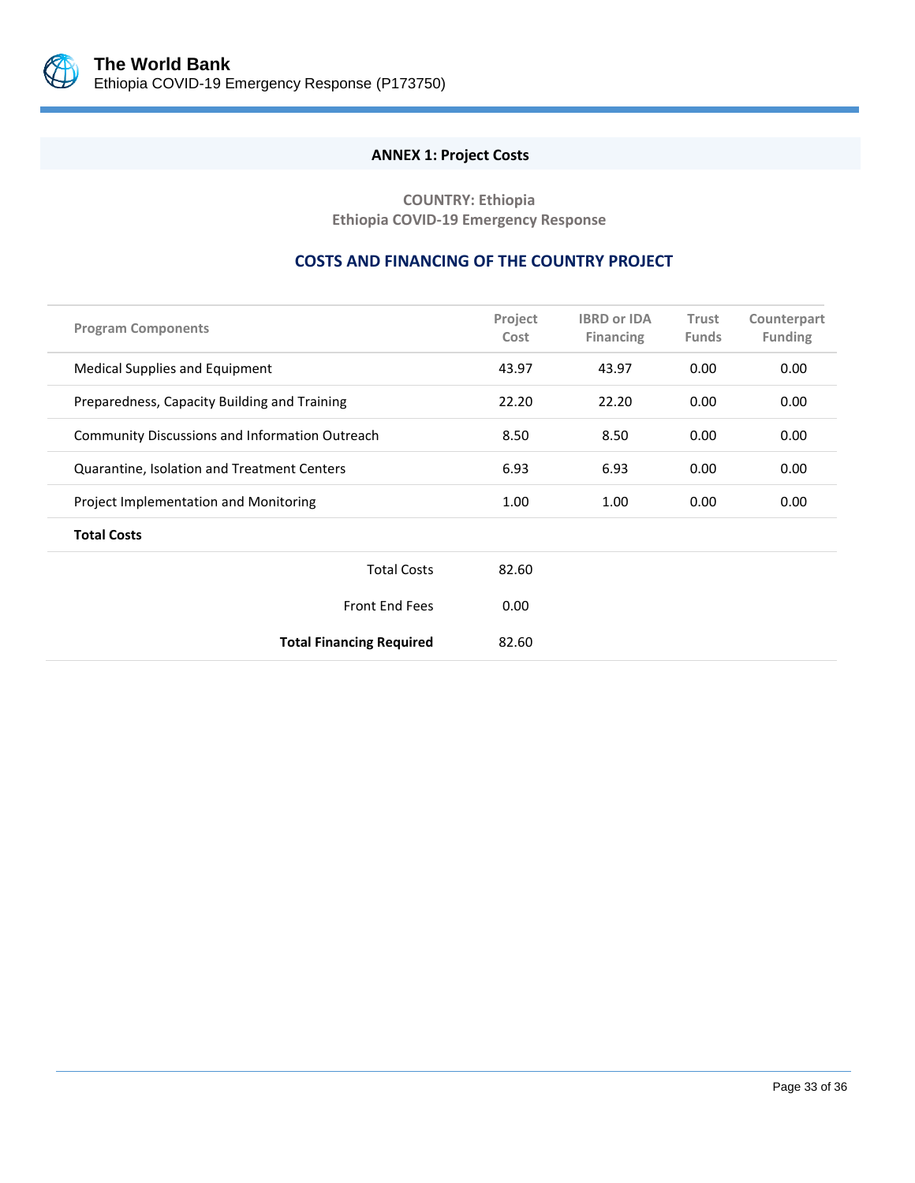## ANNEX 1: Project Costs

**COUNTRY: Ethiopia**
**Ethiopia COVID-19 Emergency Response**

### COSTS AND FINANCING OF THE COUNTRY PROJECT

| Program Components | Project Cost | IBRD or IDA Financing | Trust Funds | Counterpart Funding |
|---|---|---|---|---|
| Medical Supplies and Equipment | 43.97 | 43.97 | 0.00 | 0.00 |
| Preparedness, Capacity Building and Training | 22.20 | 22.20 | 0.00 | 0.00 |
| Community Discussions and Information Outreach | 8.50 | 8.50 | 0.00 | 0.00 |
| Quarantine, Isolation and Treatment Centers | 6.93 | 6.93 | 0.00 | 0.00 |
| Project Implementation and Monitoring | 1.00 | 1.00 | 0.00 | 0.00 |
| **Total Costs** | | | | |
| Total Costs | 82.60 | | | |
| Front End Fees | 0.00 | | | |
| **Total Financing Required** | 82.60 | | | |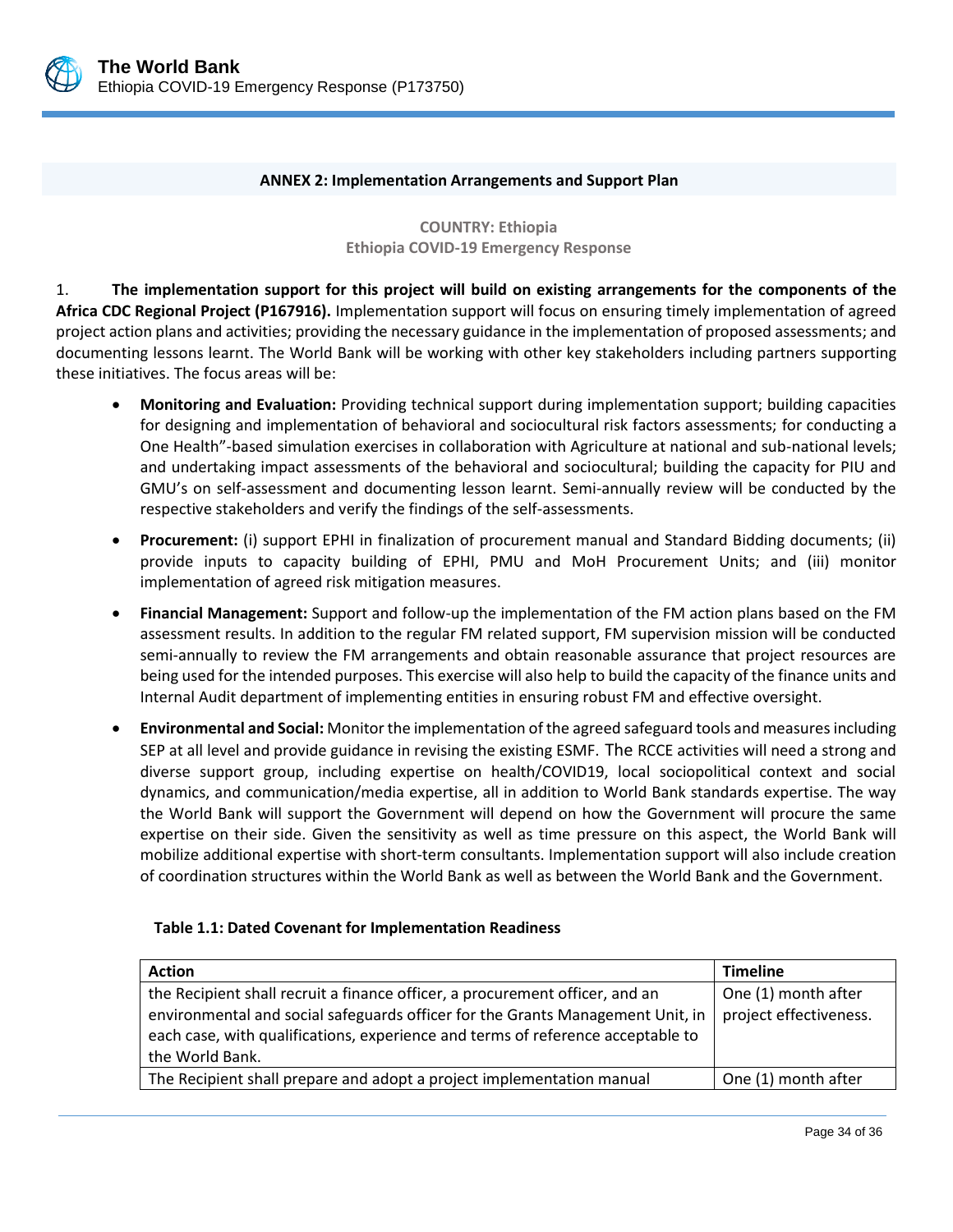## ANNEX 2: Implementation Arrangements and Support Plan

**COUNTRY: Ethiopia**
**Ethiopia COVID-19 Emergency Response**

1. **The implementation support for this project will build on existing arrangements for the components of the Africa CDC Regional Project (P167916).** Implementation support will focus on ensuring timely implementation of agreed project action plans and activities; providing the necessary guidance in the implementation of proposed assessments; and documenting lessons learnt. The World Bank will be working with other key stakeholders including partners supporting these initiatives. The focus areas will be:

- **Monitoring and Evaluation:** Providing technical support during implementation support; building capacities for designing and implementation of behavioral and sociocultural risk factors assessments; for conducting a One Health"-based simulation exercises in collaboration with Agriculture at national and sub-national levels; and undertaking impact assessments of the behavioral and sociocultural; building the capacity for PIU and GMU's on self-assessment and documenting lesson learnt. Semi-annually review will be conducted by the respective stakeholders and verify the findings of the self-assessments.
- **Procurement:** (i) support EPHI in finalization of procurement manual and Standard Bidding documents; (ii) provide inputs to capacity building of EPHI, PMU and MoH Procurement Units; and (iii) monitor implementation of agreed risk mitigation measures.
- **Financial Management:** Support and follow-up the implementation of the FM action plans based on the FM assessment results. In addition to the regular FM related support, FM supervision mission will be conducted semi-annually to review the FM arrangements and obtain reasonable assurance that project resources are being used for the intended purposes. This exercise will also help to build the capacity of the finance units and Internal Audit department of implementing entities in ensuring robust FM and effective oversight.
- **Environmental and Social:** Monitor the implementation of the agreed safeguard tools and measures including SEP at all level and provide guidance in revising the existing ESMF. The RCCE activities will need a strong and diverse support group, including expertise on health/COVID19, local sociopolitical context and social dynamics, and communication/media expertise, all in addition to World Bank standards expertise. The way the World Bank will support the Government will depend on how the Government will procure the same expertise on their side. Given the sensitivity as well as time pressure on this aspect, the World Bank will mobilize additional expertise with short-term consultants. Implementation support will also include creation of coordination structures within the World Bank as well as between the World Bank and the Government.

**Table 1.1: Dated Covenant for Implementation Readiness**

| Action | Timeline |
|---|---|
| the Recipient shall recruit a finance officer, a procurement officer, and an environmental and social safeguards officer for the Grants Management Unit, in each case, with qualifications, experience and terms of reference acceptable to the World Bank. | One (1) month after project effectiveness. |
| The Recipient shall prepare and adopt a project implementation manual | One (1) month after |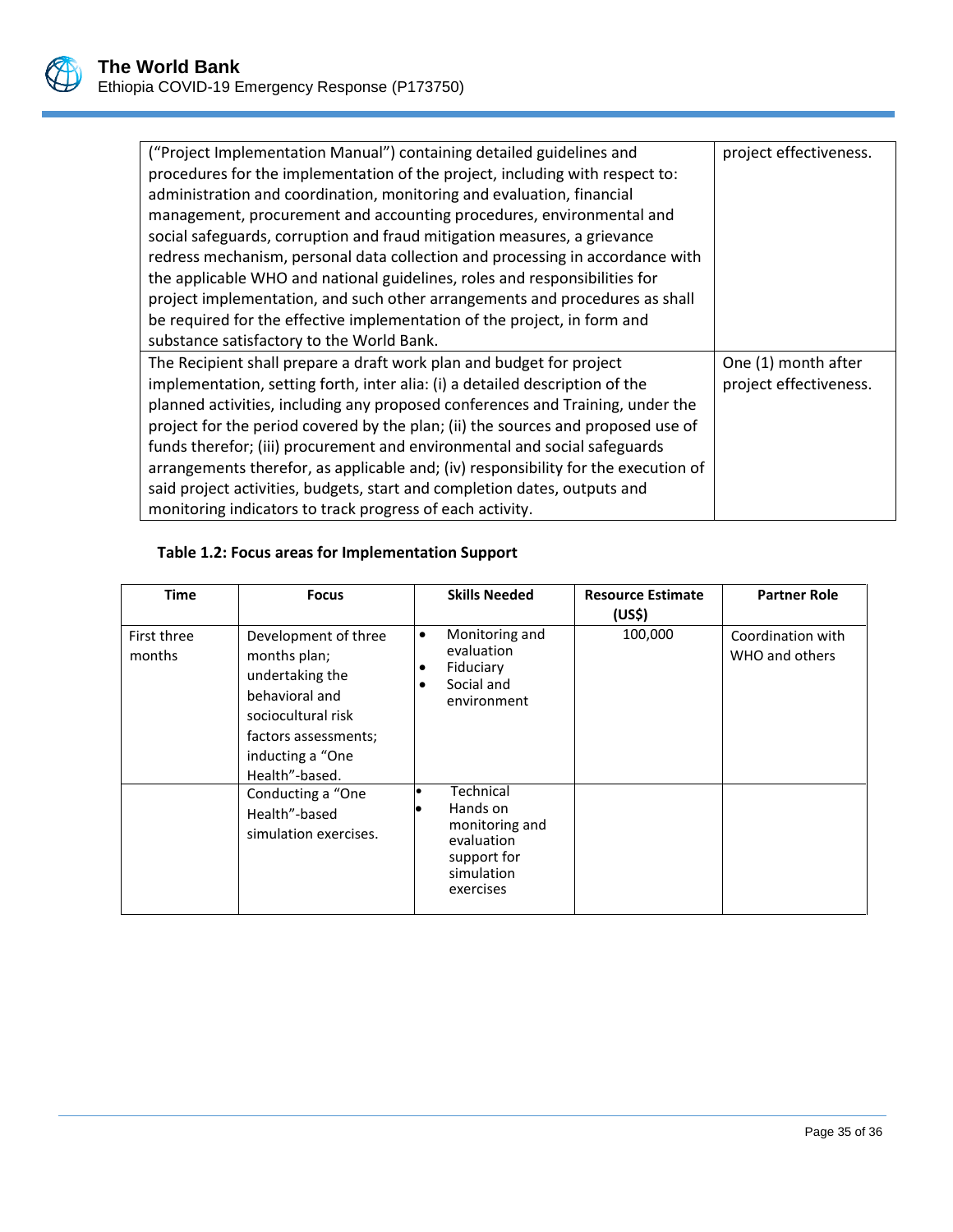| | |
|---|---|
| ("Project Implementation Manual") containing detailed guidelines and procedures for the implementation of the project, including with respect to: administration and coordination, monitoring and evaluation, financial management, procurement and accounting procedures, environmental and social safeguards, corruption and fraud mitigation measures, a grievance redress mechanism, personal data collection and processing in accordance with the applicable WHO and national guidelines, roles and responsibilities for project implementation, and such other arrangements and procedures as shall be required for the effective implementation of the project, in form and substance satisfactory to the World Bank. | project effectiveness. |
| The Recipient shall prepare a draft work plan and budget for project implementation, setting forth, inter alia: (i) a detailed description of the planned activities, including any proposed conferences and Training, under the project for the period covered by the plan; (ii) the sources and proposed use of funds therefor; (iii) procurement and environmental and social safeguards arrangements therefor, as applicable and; (iv) responsibility for the execution of said project activities, budgets, start and completion dates, outputs and monitoring indicators to track progress of each activity. | One (1) month after project effectiveness. |

**Table 1.2: Focus areas for Implementation Support**

| Time | Focus | Skills Needed | Resource Estimate (US$) | Partner Role |
|---|---|---|---|---|
| First three months | Development of three months plan; undertaking the behavioral and sociocultural risk factors assessments; inducting a "One Health"-based. | • Monitoring and evaluation<br>• Fiduciary<br>• Social and environment | 100,000 | Coordination with WHO and others |
| | Conducting a "One Health"-based simulation exercises. | • Technical<br>• Hands on monitoring and evaluation support for simulation exercises | | |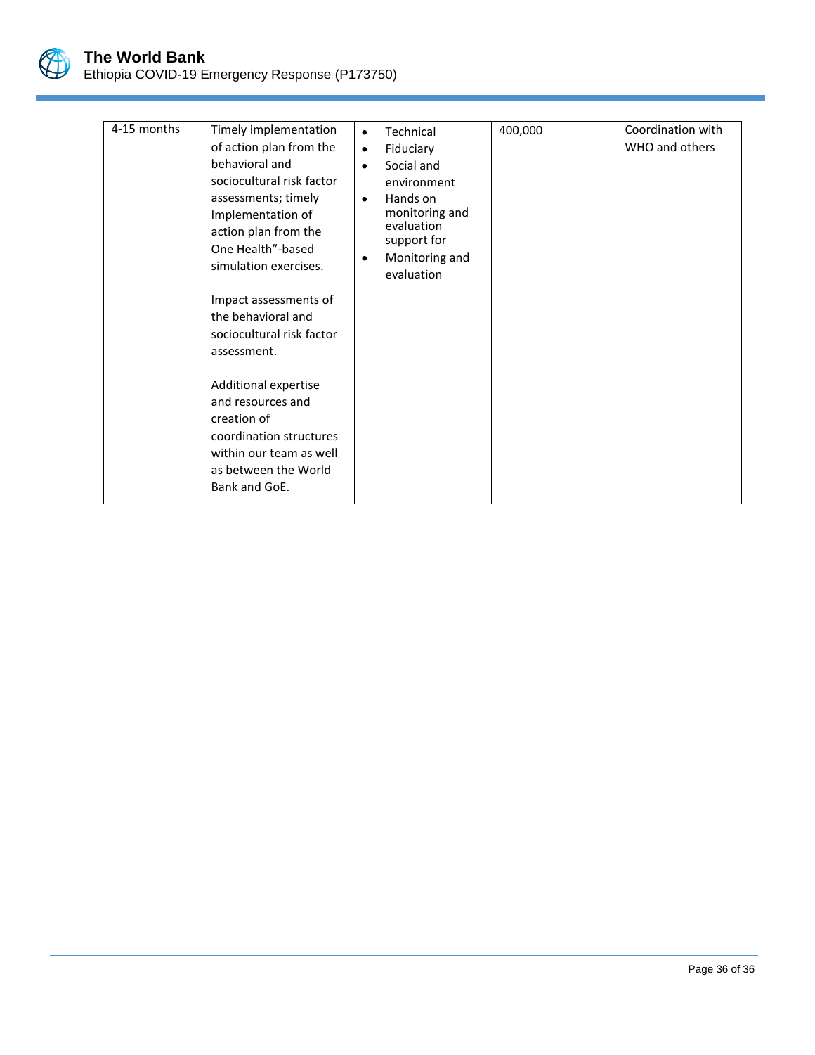| | | | | |
|---|---|---|---|---|
| 4-15 months | Timely implementation of action plan from the behavioral and sociocultural risk factor assessments; timely Implementation of action plan from the One Health"-based simulation exercises.<br><br>Impact assessments of the behavioral and sociocultural risk factor assessment.<br><br>Additional expertise and resources and creation of coordination structures within our team as well as between the World Bank and GoE. | • Technical<br>• Fiduciary<br>• Social and environment<br>• Hands on monitoring and evaluation support for<br>• Monitoring and evaluation | 400,000 | Coordination with WHO and others |